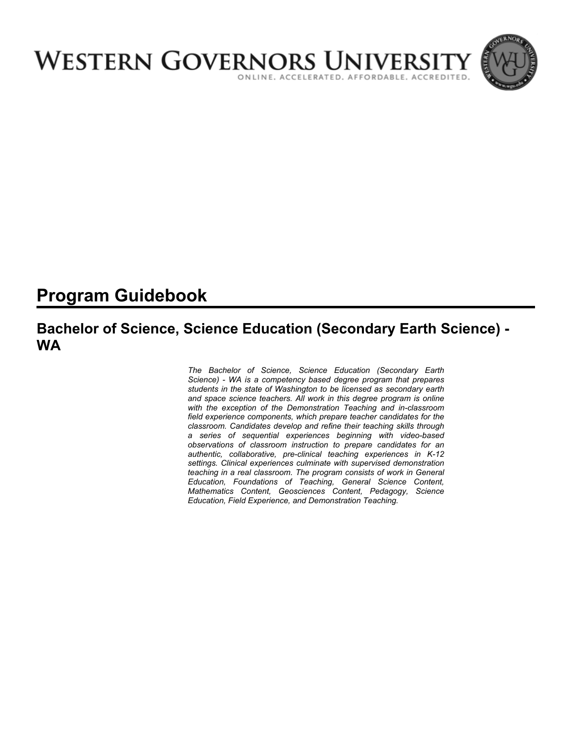# WESTERN GOVERNORS UNIVERSITY

ONLINE. ACCELERATED. AFFORDABLE. ACCREDITED.

# Program Guidebook

## Bachelor of Science, Science Education (Secondary Earth Science) - WA

*The Bachelor of Science, Science Education (Secondary Earth Science) - WA is a competency based degree program that prepares students in the state of Washington to be licensed as secondary earth and space science teachers. All work in this degree program is online with the exception of the Demonstration Teaching and in-classroom field experience components, which prepare teacher candidates for the classroom. Candidates develop and refine their teaching skills through a series of sequential experiences beginning with video-based observations of classroom instruction to prepare candidates for an authentic, collaborative, pre-clinical teaching experiences in K-12 settings. Clinical experiences culminate with supervised demonstration teaching in a real classroom. The program consists of work in General Education, Foundations of Teaching, General Science Content, Mathematics Content, Geosciences Content, Pedagogy, Science Education, Field Experience, and Demonstration Teaching.*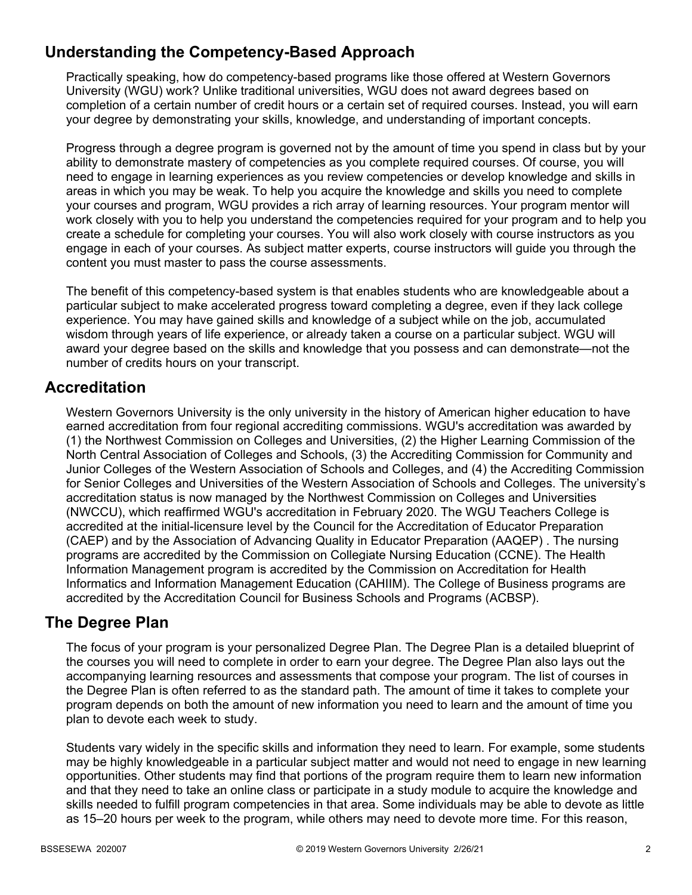## Understanding the Competency-Based Approach

Practically speaking, how do competency-based programs like those offered at Western Governors University (WGU) work? Unlike traditional universities, WGU does not award degrees based on completion of a certain number of credit hours or a certain set of required courses. Instead, you will earn your degree by demonstrating your skills, knowledge, and understanding of important concepts.

Progress through a degree program is governed not by the amount of time you spend in class but by your ability to demonstrate mastery of competencies as you complete required courses. Of course, you will need to engage in learning experiences as you review competencies or develop knowledge and skills in areas in which you may be weak. To help you acquire the knowledge and skills you need to complete your courses and program, WGU provides a rich array of learning resources. Your program mentor will work closely with you to help you understand the competencies required for your program and to help you create a schedule for completing your courses. You will also work closely with course instructors as you engage in each of your courses. As subject matter experts, course instructors will guide you through the content you must master to pass the course assessments.

The benefit of this competency-based system is that enables students who are knowledgeable about a particular subject to make accelerated progress toward completing a degree, even if they lack college experience. You may have gained skills and knowledge of a subject while on the job, accumulated wisdom through years of life experience, or already taken a course on a particular subject. WGU will award your degree based on the skills and knowledge that you possess and can demonstrate—not the number of credits hours on your transcript.

## Accreditation

Western Governors University is the only university in the history of American higher education to have earned accreditation from four regional accrediting commissions. WGU's accreditation was awarded by (1) the Northwest Commission on Colleges and Universities, (2) the Higher Learning Commission of the North Central Association of Colleges and Schools, (3) the Accrediting Commission for Community and Junior Colleges of the Western Association of Schools and Colleges, and (4) the Accrediting Commission for Senior Colleges and Universities of the Western Association of Schools and Colleges. The university's accreditation status is now managed by the Northwest Commission on Colleges and Universities (NWCCU), which reaffirmed WGU's accreditation in February 2020. The WGU Teachers College is accredited at the initial-licensure level by the Council for the Accreditation of Educator Preparation (CAEP) and by the Association of Advancing Quality in Educator Preparation (AAQEP) . The nursing programs are accredited by the Commission on Collegiate Nursing Education (CCNE). The Health Information Management program is accredited by the Commission on Accreditation for Health Informatics and Information Management Education (CAHIIM). The College of Business programs are accredited by the Accreditation Council for Business Schools and Programs (ACBSP).

## The Degree Plan

The focus of your program is your personalized Degree Plan. The Degree Plan is a detailed blueprint of the courses you will need to complete in order to earn your degree. The Degree Plan also lays out the accompanying learning resources and assessments that compose your program. The list of courses in the Degree Plan is often referred to as the standard path. The amount of time it takes to complete your program depends on both the amount of new information you need to learn and the amount of time you plan to devote each week to study.

Students vary widely in the specific skills and information they need to learn. For example, some students may be highly knowledgeable in a particular subject matter and would not need to engage in new learning opportunities. Other students may find that portions of the program require them to learn new information and that they need to take an online class or participate in a study module to acquire the knowledge and skills needed to fulfill program competencies in that area. Some individuals may be able to devote as little as 15–20 hours per week to the program, while others may need to devote more time. For this reason,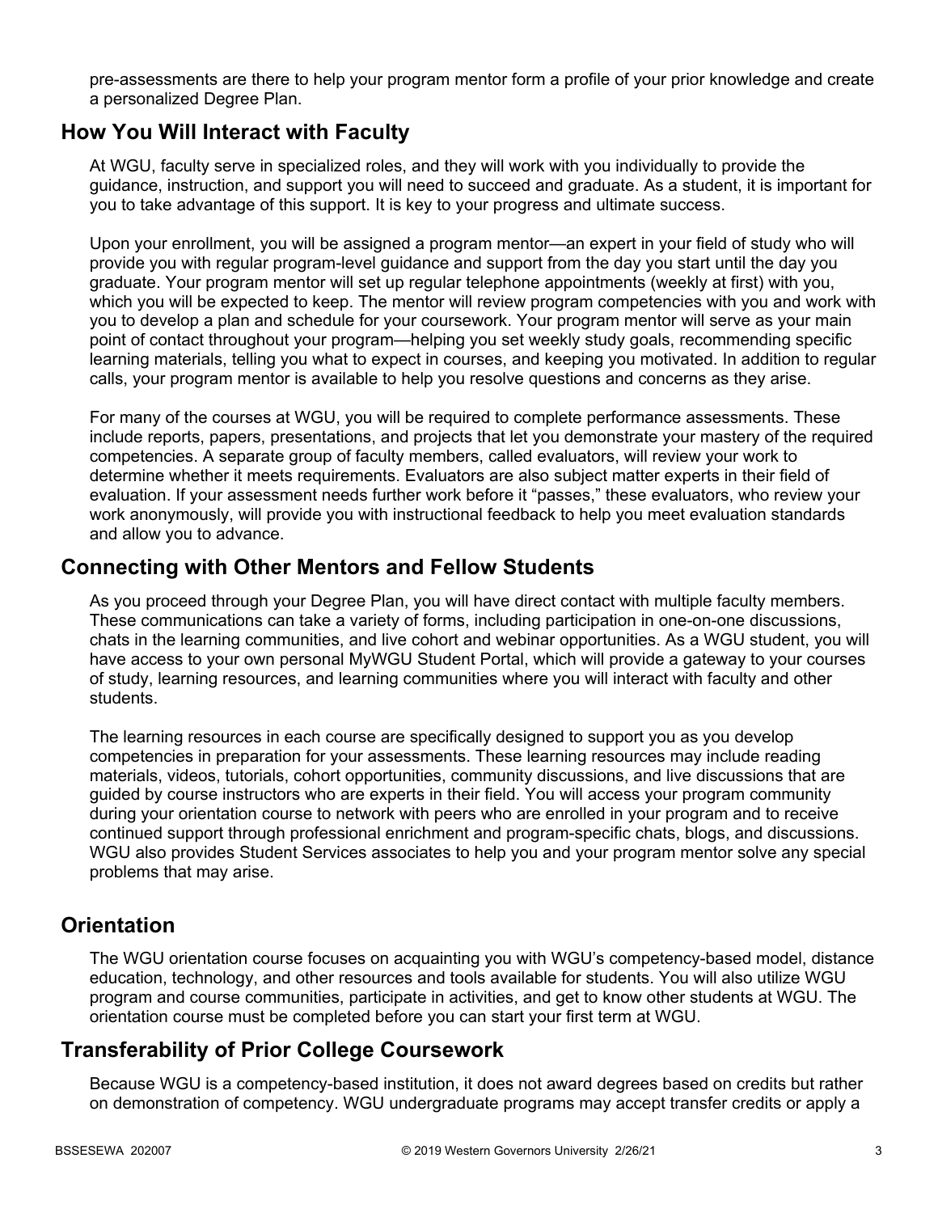pre-assessments are there to help your program mentor form a profile of your prior knowledge and create a personalized Degree Plan.

## How You Will Interact with Faculty

At WGU, faculty serve in specialized roles, and they will work with you individually to provide the guidance, instruction, and support you will need to succeed and graduate. As a student, it is important for you to take advantage of this support. It is key to your progress and ultimate success.

Upon your enrollment, you will be assigned a program mentor—an expert in your field of study who will provide you with regular program-level guidance and support from the day you start until the day you graduate. Your program mentor will set up regular telephone appointments (weekly at first) with you, which you will be expected to keep. The mentor will review program competencies with you and work with you to develop a plan and schedule for your coursework. Your program mentor will serve as your main point of contact throughout your program—helping you set weekly study goals, recommending specific learning materials, telling you what to expect in courses, and keeping you motivated. In addition to regular calls, your program mentor is available to help you resolve questions and concerns as they arise.

For many of the courses at WGU, you will be required to complete performance assessments. These include reports, papers, presentations, and projects that let you demonstrate your mastery of the required competencies. A separate group of faculty members, called evaluators, will review your work to determine whether it meets requirements. Evaluators are also subject matter experts in their field of evaluation. If your assessment needs further work before it "passes," these evaluators, who review your work anonymously, will provide you with instructional feedback to help you meet evaluation standards and allow you to advance.

## Connecting with Other Mentors and Fellow Students

As you proceed through your Degree Plan, you will have direct contact with multiple faculty members. These communications can take a variety of forms, including participation in one-on-one discussions, chats in the learning communities, and live cohort and webinar opportunities. As a WGU student, you will have access to your own personal MyWGU Student Portal, which will provide a gateway to your courses of study, learning resources, and learning communities where you will interact with faculty and other students.

The learning resources in each course are specifically designed to support you as you develop competencies in preparation for your assessments. These learning resources may include reading materials, videos, tutorials, cohort opportunities, community discussions, and live discussions that are guided by course instructors who are experts in their field. You will access your program community during your orientation course to network with peers who are enrolled in your program and to receive continued support through professional enrichment and program-specific chats, blogs, and discussions. WGU also provides Student Services associates to help you and your program mentor solve any special problems that may arise.

## Orientation

The WGU orientation course focuses on acquainting you with WGU's competency-based model, distance education, technology, and other resources and tools available for students. You will also utilize WGU program and course communities, participate in activities, and get to know other students at WGU. The orientation course must be completed before you can start your first term at WGU.

## Transferability of Prior College Coursework

Because WGU is a competency-based institution, it does not award degrees based on credits but rather on demonstration of competency. WGU undergraduate programs may accept transfer credits or apply a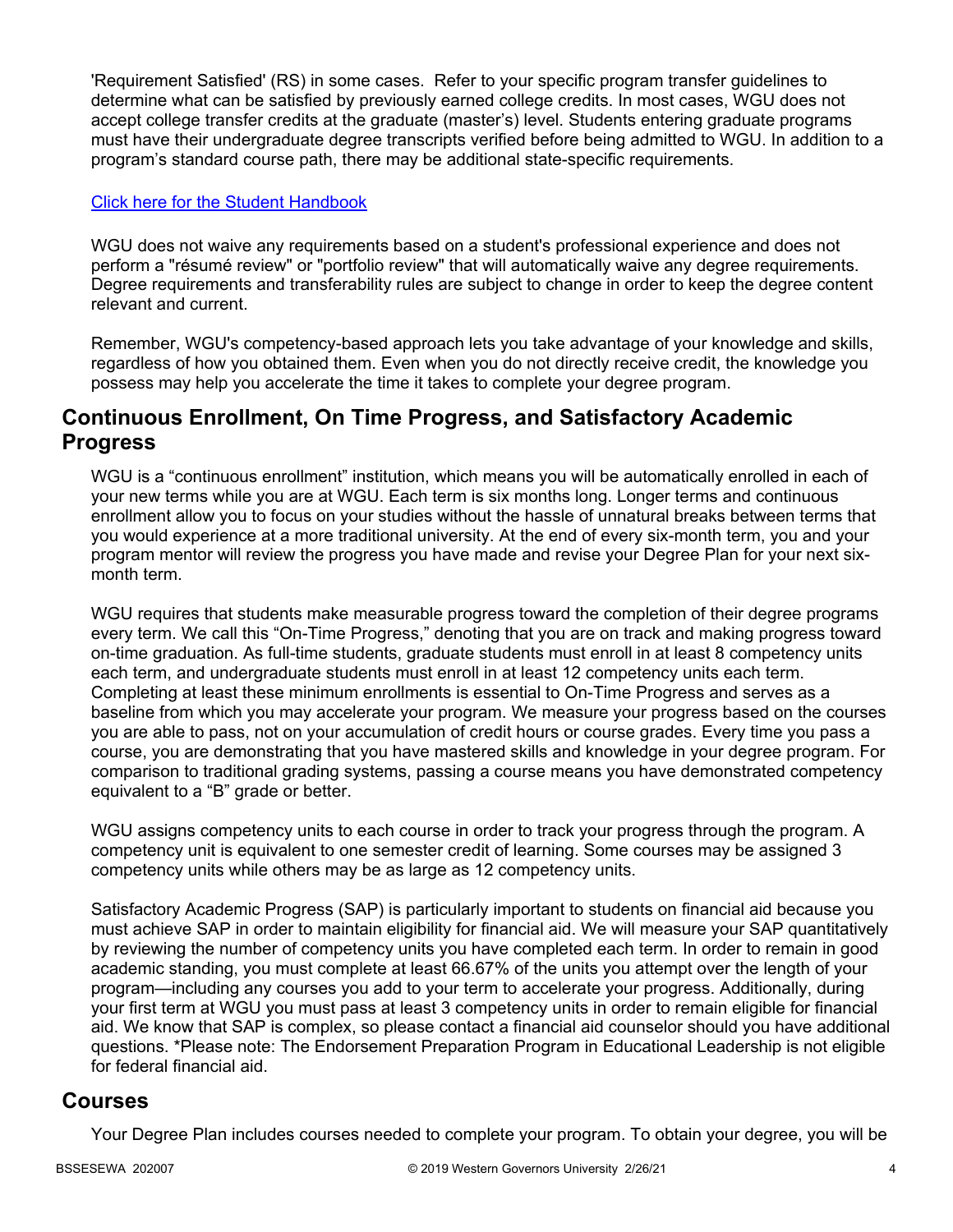'Requirement Satisfied' (RS) in some cases. Refer to your specific program transfer guidelines to determine what can be satisfied by previously earned college credits. In most cases, WGU does not accept college transfer credits at the graduate (master's) level. Students entering graduate programs must have their undergraduate degree transcripts verified before being admitted to WGU. In addition to a program's standard course path, there may be additional state-specific requirements.

[Click here for the Student Handbook]

WGU does not waive any requirements based on a student's professional experience and does not perform a "résumé review" or "portfolio review" that will automatically waive any degree requirements. Degree requirements and transferability rules are subject to change in order to keep the degree content relevant and current.

Remember, WGU's competency-based approach lets you take advantage of your knowledge and skills, regardless of how you obtained them. Even when you do not directly receive credit, the knowledge you possess may help you accelerate the time it takes to complete your degree program.

## Continuous Enrollment, On Time Progress, and Satisfactory Academic Progress

WGU is a "continuous enrollment" institution, which means you will be automatically enrolled in each of your new terms while you are at WGU. Each term is six months long. Longer terms and continuous enrollment allow you to focus on your studies without the hassle of unnatural breaks between terms that you would experience at a more traditional university. At the end of every six-month term, you and your program mentor will review the progress you have made and revise your Degree Plan for your next six-month term.

WGU requires that students make measurable progress toward the completion of their degree programs every term. We call this "On-Time Progress," denoting that you are on track and making progress toward on-time graduation. As full-time students, graduate students must enroll in at least 8 competency units each term, and undergraduate students must enroll in at least 12 competency units each term. Completing at least these minimum enrollments is essential to On-Time Progress and serves as a baseline from which you may accelerate your program. We measure your progress based on the courses you are able to pass, not on your accumulation of credit hours or course grades. Every time you pass a course, you are demonstrating that you have mastered skills and knowledge in your degree program. For comparison to traditional grading systems, passing a course means you have demonstrated competency equivalent to a "B" grade or better.

WGU assigns competency units to each course in order to track your progress through the program. A competency unit is equivalent to one semester credit of learning. Some courses may be assigned 3 competency units while others may be as large as 12 competency units.

Satisfactory Academic Progress (SAP) is particularly important to students on financial aid because you must achieve SAP in order to maintain eligibility for financial aid. We will measure your SAP quantitatively by reviewing the number of competency units you have completed each term. In order to remain in good academic standing, you must complete at least 66.67% of the units you attempt over the length of your program—including any courses you add to your term to accelerate your progress. Additionally, during your first term at WGU you must pass at least 3 competency units in order to remain eligible for financial aid. We know that SAP is complex, so please contact a financial aid counselor should you have additional questions. *Please note: The Endorsement Preparation Program in Educational Leadership is not eligible for federal financial aid.

## Courses

Your Degree Plan includes courses needed to complete your program. To obtain your degree, you will be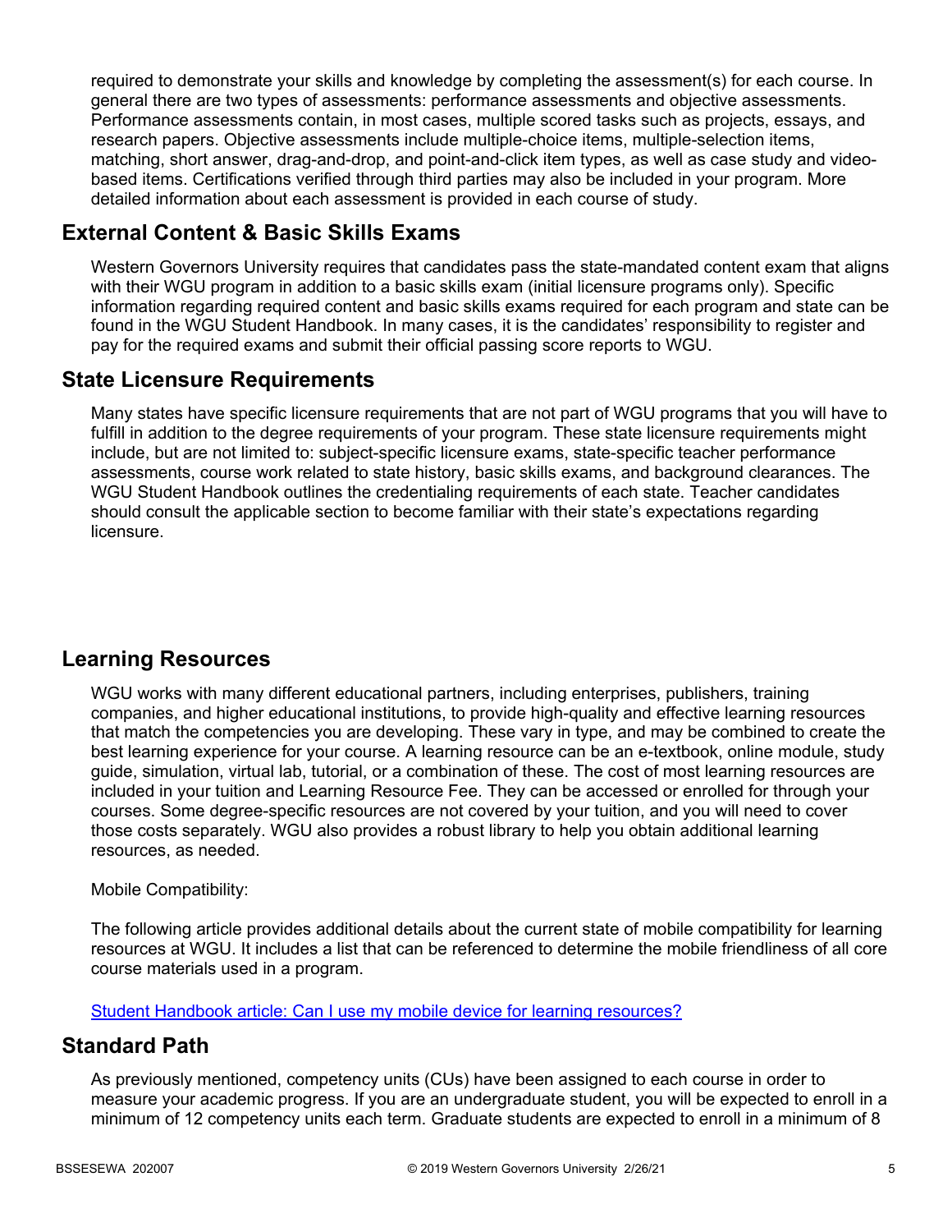required to demonstrate your skills and knowledge by completing the assessment(s) for each course. In general there are two types of assessments: performance assessments and objective assessments. Performance assessments contain, in most cases, multiple scored tasks such as projects, essays, and research papers. Objective assessments include multiple-choice items, multiple-selection items, matching, short answer, drag-and-drop, and point-and-click item types, as well as case study and video-based items. Certifications verified through third parties may also be included in your program. More detailed information about each assessment is provided in each course of study.

## External Content & Basic Skills Exams

Western Governors University requires that candidates pass the state-mandated content exam that aligns with their WGU program in addition to a basic skills exam (initial licensure programs only). Specific information regarding required content and basic skills exams required for each program and state can be found in the WGU Student Handbook. In many cases, it is the candidates' responsibility to register and pay for the required exams and submit their official passing score reports to WGU.

## State Licensure Requirements

Many states have specific licensure requirements that are not part of WGU programs that you will have to fulfill in addition to the degree requirements of your program. These state licensure requirements might include, but are not limited to: subject-specific licensure exams, state-specific teacher performance assessments, course work related to state history, basic skills exams, and background clearances. The WGU Student Handbook outlines the credentialing requirements of each state. Teacher candidates should consult the applicable section to become familiar with their state's expectations regarding licensure.

## Learning Resources

WGU works with many different educational partners, including enterprises, publishers, training companies, and higher educational institutions, to provide high-quality and effective learning resources that match the competencies you are developing. These vary in type, and may be combined to create the best learning experience for your course. A learning resource can be an e-textbook, online module, study guide, simulation, virtual lab, tutorial, or a combination of these. The cost of most learning resources are included in your tuition and Learning Resource Fee. They can be accessed or enrolled for through your courses. Some degree-specific resources are not covered by your tuition, and you will need to cover those costs separately. WGU also provides a robust library to help you obtain additional learning resources, as needed.

Mobile Compatibility:

The following article provides additional details about the current state of mobile compatibility for learning resources at WGU. It includes a list that can be referenced to determine the mobile friendliness of all core course materials used in a program.

[Student Handbook article: Can I use my mobile device for learning resources?]

## Standard Path

As previously mentioned, competency units (CUs) have been assigned to each course in order to measure your academic progress. If you are an undergraduate student, you will be expected to enroll in a minimum of 12 competency units each term. Graduate students are expected to enroll in a minimum of 8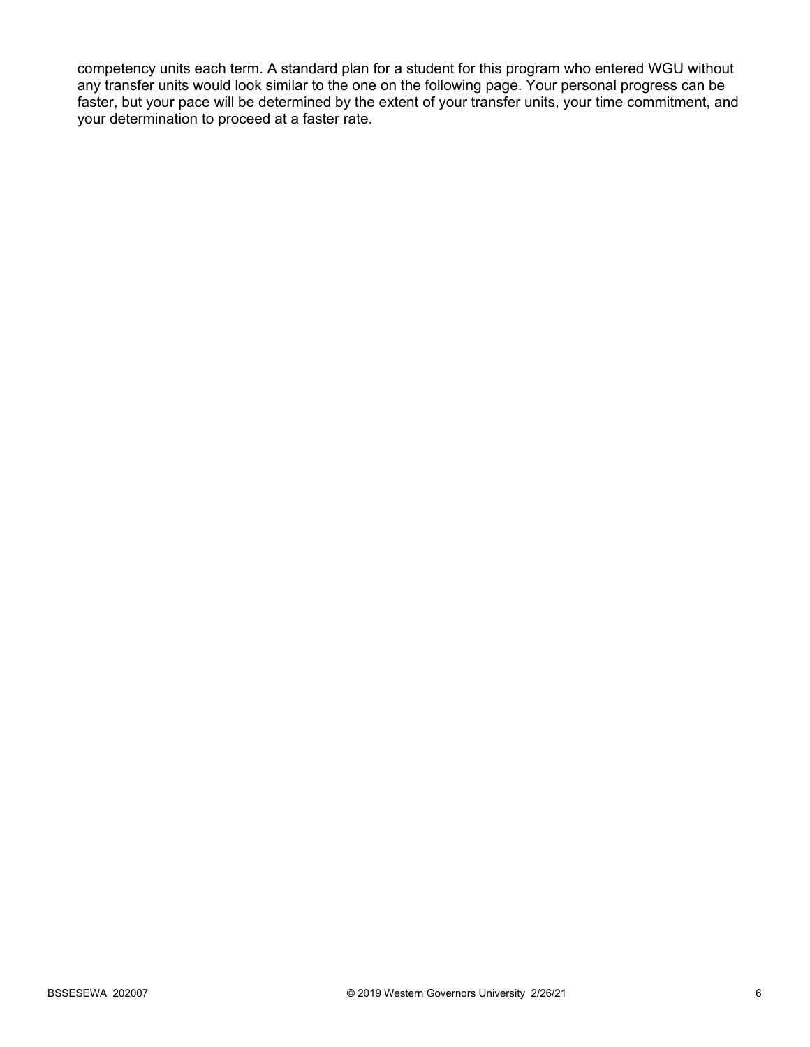competency units each term. A standard plan for a student for this program who entered WGU without any transfer units would look similar to the one on the following page. Your personal progress can be faster, but your pace will be determined by the extent of your transfer units, your time commitment, and your determination to proceed at a faster rate.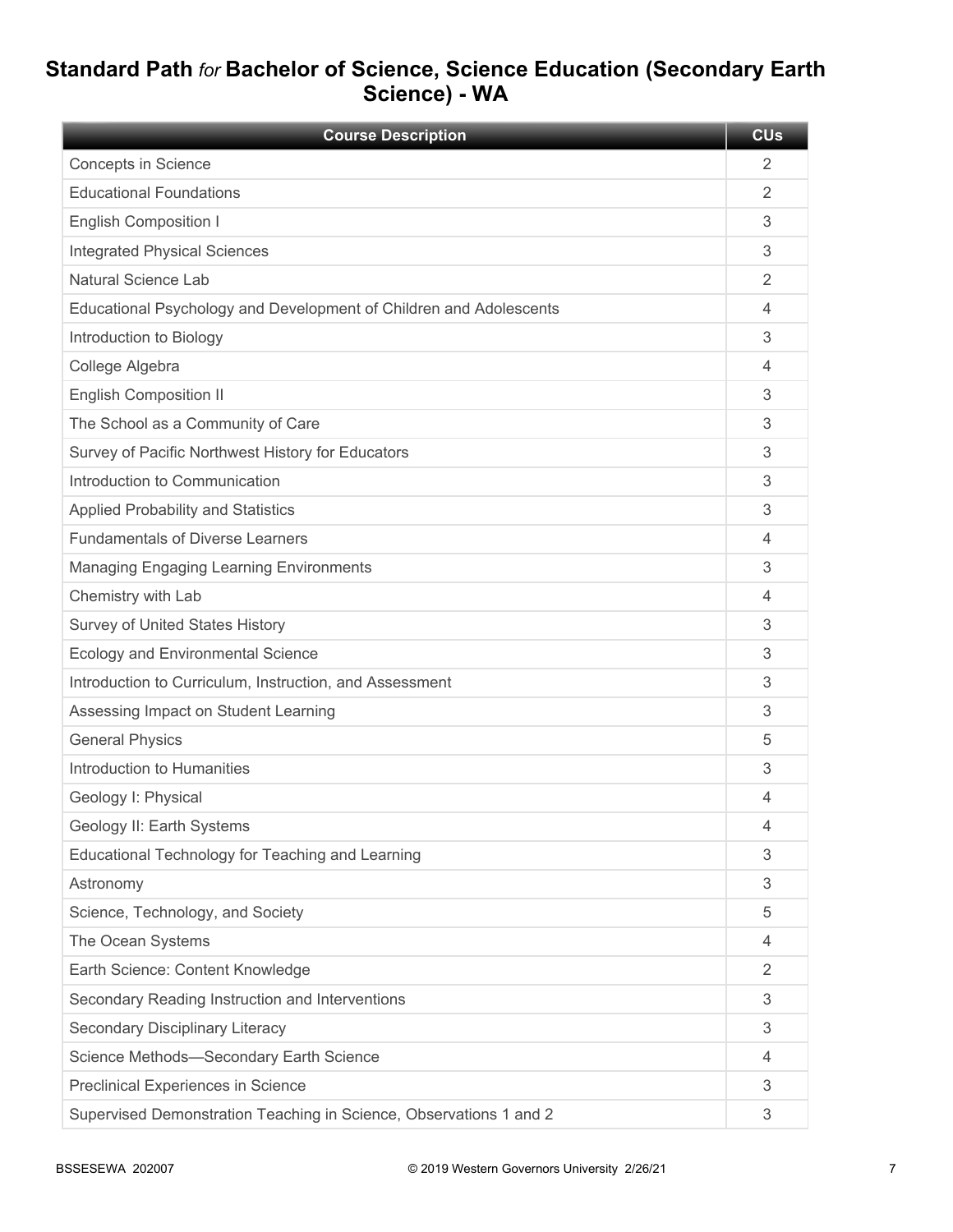## Standard Path *for* Bachelor of Science, Science Education (Secondary Earth Science) - WA

| Course Description | CUs |
|---|---|
| Concepts in Science | 2 |
| Educational Foundations | 2 |
| English Composition I | 3 |
| Integrated Physical Sciences | 3 |
| Natural Science Lab | 2 |
| Educational Psychology and Development of Children and Adolescents | 4 |
| Introduction to Biology | 3 |
| College Algebra | 4 |
| English Composition II | 3 |
| The School as a Community of Care | 3 |
| Survey of Pacific Northwest History for Educators | 3 |
| Introduction to Communication | 3 |
| Applied Probability and Statistics | 3 |
| Fundamentals of Diverse Learners | 4 |
| Managing Engaging Learning Environments | 3 |
| Chemistry with Lab | 4 |
| Survey of United States History | 3 |
| Ecology and Environmental Science | 3 |
| Introduction to Curriculum, Instruction, and Assessment | 3 |
| Assessing Impact on Student Learning | 3 |
| General Physics | 5 |
| Introduction to Humanities | 3 |
| Geology I: Physical | 4 |
| Geology II: Earth Systems | 4 |
| Educational Technology for Teaching and Learning | 3 |
| Astronomy | 3 |
| Science, Technology, and Society | 5 |
| The Ocean Systems | 4 |
| Earth Science: Content Knowledge | 2 |
| Secondary Reading Instruction and Interventions | 3 |
| Secondary Disciplinary Literacy | 3 |
| Science Methods—Secondary Earth Science | 4 |
| Preclinical Experiences in Science | 3 |
| Supervised Demonstration Teaching in Science, Observations 1 and 2 | 3 |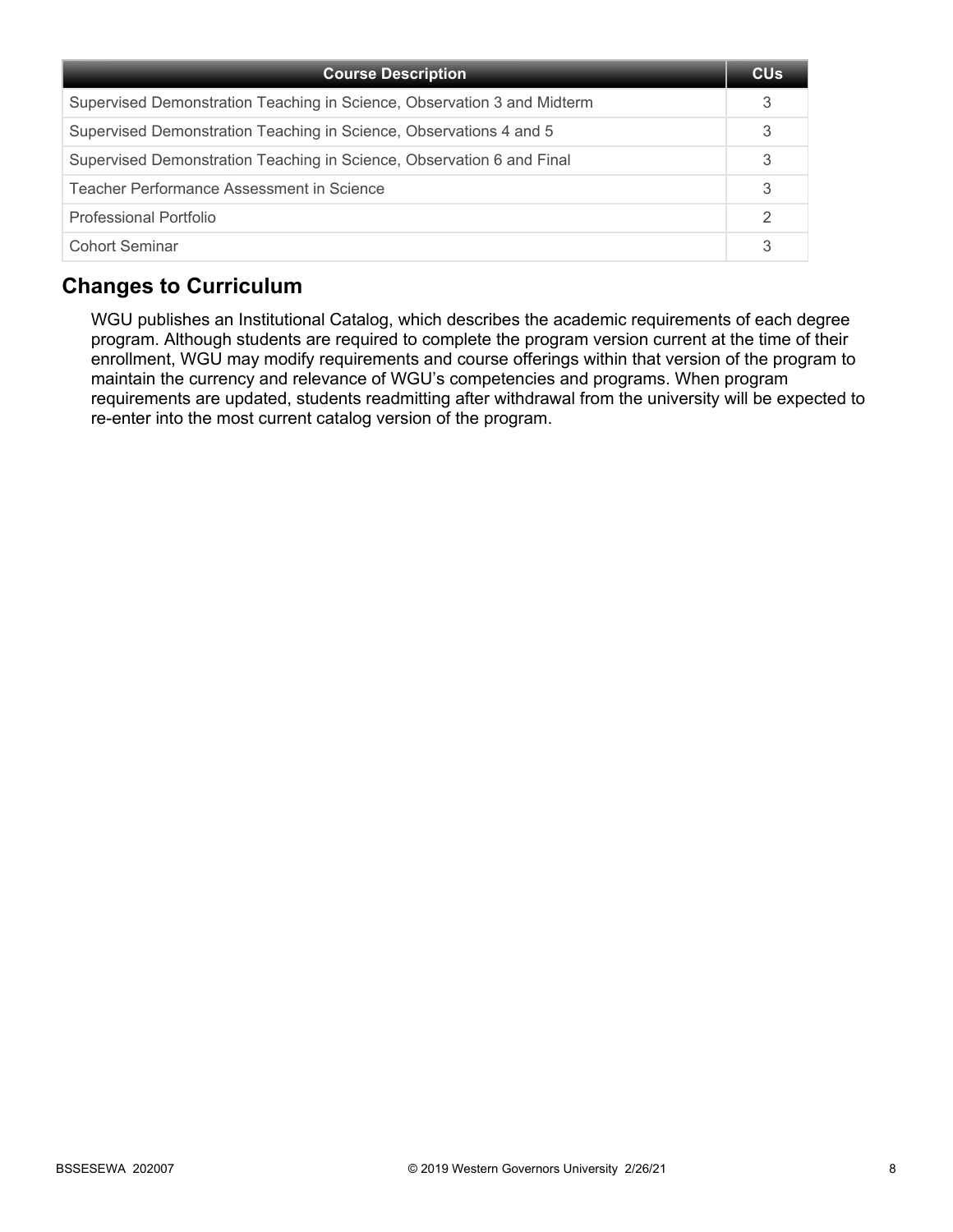| Course Description | CUs |
| --- | --- |
| Supervised Demonstration Teaching in Science, Observation 3 and Midterm | 3 |
| Supervised Demonstration Teaching in Science, Observations 4 and 5 | 3 |
| Supervised Demonstration Teaching in Science, Observation 6 and Final | 3 |
| Teacher Performance Assessment in Science | 3 |
| Professional Portfolio | 2 |
| Cohort Seminar | 3 |

## Changes to Curriculum

WGU publishes an Institutional Catalog, which describes the academic requirements of each degree program. Although students are required to complete the program version current at the time of their enrollment, WGU may modify requirements and course offerings within that version of the program to maintain the currency and relevance of WGU's competencies and programs. When program requirements are updated, students readmitting after withdrawal from the university will be expected to re-enter into the most current catalog version of the program.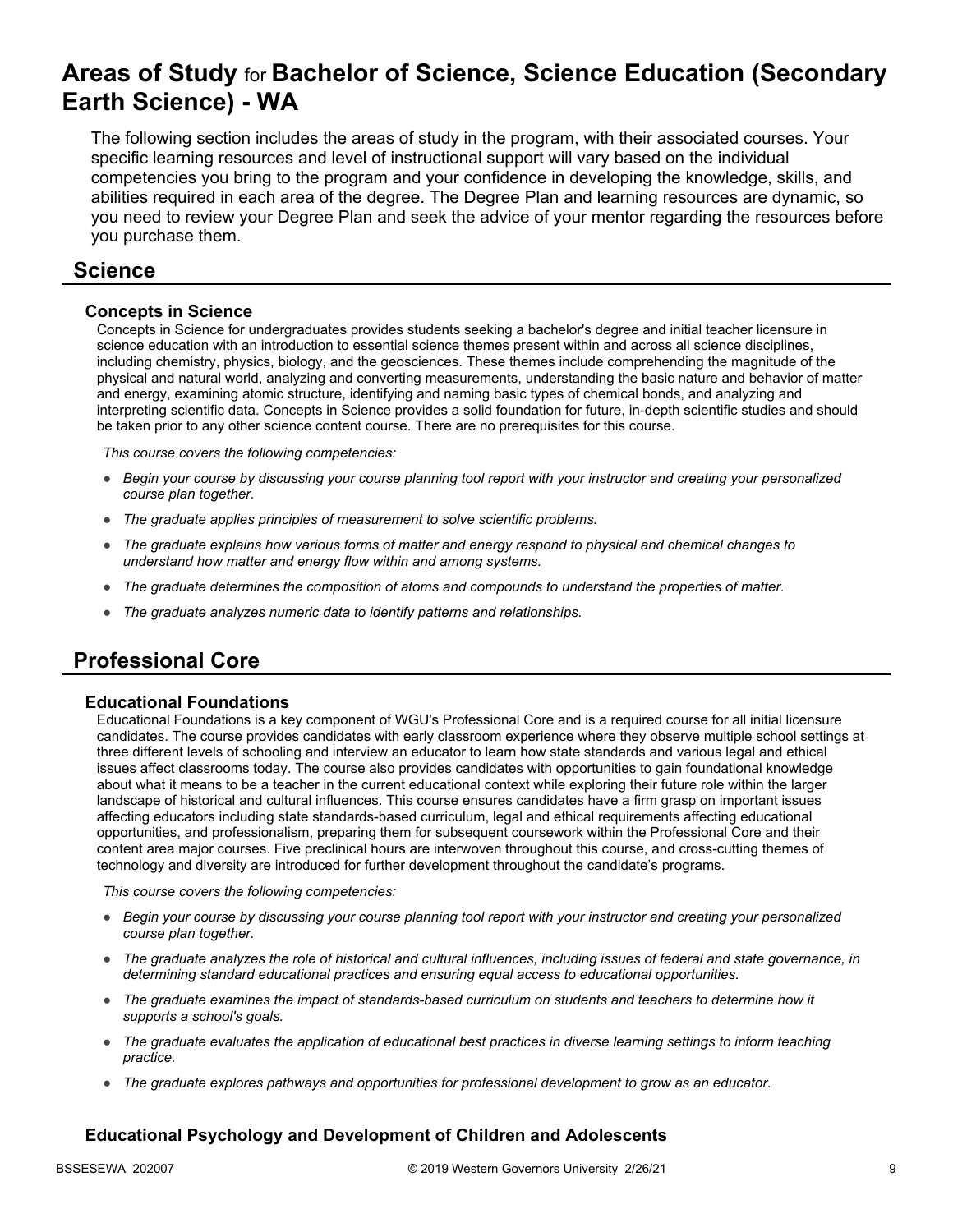# Areas of Study for Bachelor of Science, Science Education (Secondary Earth Science) - WA

The following section includes the areas of study in the program, with their associated courses. Your specific learning resources and level of instructional support will vary based on the individual competencies you bring to the program and your confidence in developing the knowledge, skills, and abilities required in each area of the degree. The Degree Plan and learning resources are dynamic, so you need to review your Degree Plan and seek the advice of your mentor regarding the resources before you purchase them.

## Science

### Concepts in Science

Concepts in Science for undergraduates provides students seeking a bachelor's degree and initial teacher licensure in science education with an introduction to essential science themes present within and across all science disciplines, including chemistry, physics, biology, and the geosciences. These themes include comprehending the magnitude of the physical and natural world, analyzing and converting measurements, understanding the basic nature and behavior of matter and energy, examining atomic structure, identifying and naming basic types of chemical bonds, and analyzing and interpreting scientific data. Concepts in Science provides a solid foundation for future, in-depth scientific studies and should be taken prior to any other science content course. There are no prerequisites for this course.

*This course covers the following competencies:*

- *Begin your course by discussing your course planning tool report with your instructor and creating your personalized course plan together.*
- *The graduate applies principles of measurement to solve scientific problems.*
- *The graduate explains how various forms of matter and energy respond to physical and chemical changes to understand how matter and energy flow within and among systems.*
- *The graduate determines the composition of atoms and compounds to understand the properties of matter.*
- *The graduate analyzes numeric data to identify patterns and relationships.*

## Professional Core

### Educational Foundations

Educational Foundations is a key component of WGU's Professional Core and is a required course for all initial licensure candidates. The course provides candidates with early classroom experience where they observe multiple school settings at three different levels of schooling and interview an educator to learn how state standards and various legal and ethical issues affect classrooms today. The course also provides candidates with opportunities to gain foundational knowledge about what it means to be a teacher in the current educational context while exploring their future role within the larger landscape of historical and cultural influences. This course ensures candidates have a firm grasp on important issues affecting educators including state standards-based curriculum, legal and ethical requirements affecting educational opportunities, and professionalism, preparing them for subsequent coursework within the Professional Core and their content area major courses. Five preclinical hours are interwoven throughout this course, and cross-cutting themes of technology and diversity are introduced for further development throughout the candidate's programs.

*This course covers the following competencies:*

- *Begin your course by discussing your course planning tool report with your instructor and creating your personalized course plan together.*
- *The graduate analyzes the role of historical and cultural influences, including issues of federal and state governance, in determining standard educational practices and ensuring equal access to educational opportunities.*
- *The graduate examines the impact of standards-based curriculum on students and teachers to determine how it supports a school's goals.*
- *The graduate evaluates the application of educational best practices in diverse learning settings to inform teaching practice.*
- *The graduate explores pathways and opportunities for professional development to grow as an educator.*

### Educational Psychology and Development of Children and Adolescents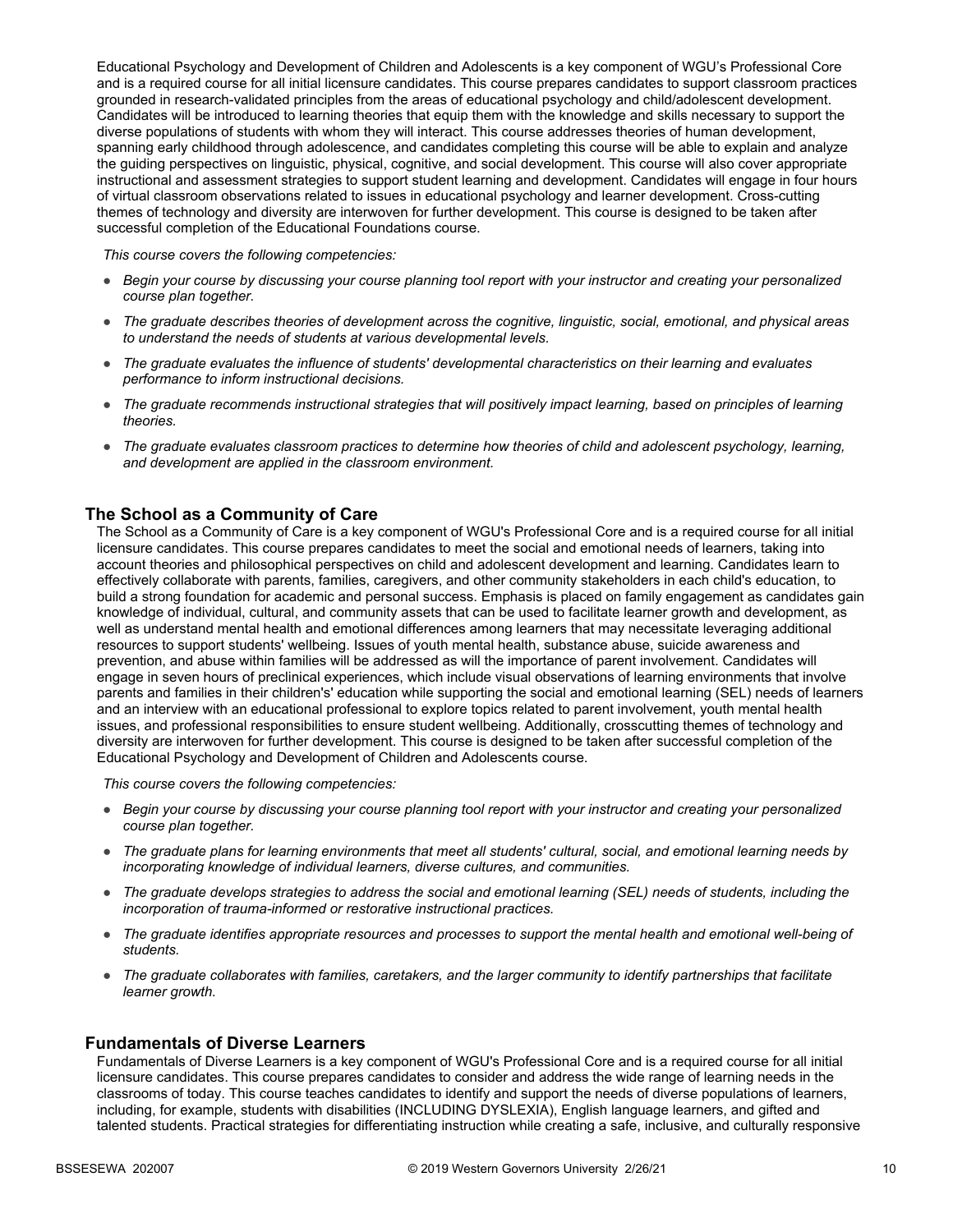Educational Psychology and Development of Children and Adolescents is a key component of WGU's Professional Core and is a required course for all initial licensure candidates. This course prepares candidates to support classroom practices grounded in research-validated principles from the areas of educational psychology and child/adolescent development. Candidates will be introduced to learning theories that equip them with the knowledge and skills necessary to support the diverse populations of students with whom they will interact. This course addresses theories of human development, spanning early childhood through adolescence, and candidates completing this course will be able to explain and analyze the guiding perspectives on linguistic, physical, cognitive, and social development. This course will also cover appropriate instructional and assessment strategies to support student learning and development. Candidates will engage in four hours of virtual classroom observations related to issues in educational psychology and learner development. Cross-cutting themes of technology and diversity are interwoven for further development. This course is designed to be taken after successful completion of the Educational Foundations course.

*This course covers the following competencies:*

- *Begin your course by discussing your course planning tool report with your instructor and creating your personalized course plan together.*
- *The graduate describes theories of development across the cognitive, linguistic, social, emotional, and physical areas to understand the needs of students at various developmental levels.*
- *The graduate evaluates the influence of students' developmental characteristics on their learning and evaluates performance to inform instructional decisions.*
- *The graduate recommends instructional strategies that will positively impact learning, based on principles of learning theories.*
- *The graduate evaluates classroom practices to determine how theories of child and adolescent psychology, learning, and development are applied in the classroom environment.*

## The School as a Community of Care

The School as a Community of Care is a key component of WGU's Professional Core and is a required course for all initial licensure candidates. This course prepares candidates to meet the social and emotional needs of learners, taking into account theories and philosophical perspectives on child and adolescent development and learning. Candidates learn to effectively collaborate with parents, families, caregivers, and other community stakeholders in each child's education, to build a strong foundation for academic and personal success. Emphasis is placed on family engagement as candidates gain knowledge of individual, cultural, and community assets that can be used to facilitate learner growth and development, as well as understand mental health and emotional differences among learners that may necessitate leveraging additional resources to support students' wellbeing. Issues of youth mental health, substance abuse, suicide awareness and prevention, and abuse within families will be addressed as will the importance of parent involvement. Candidates will engage in seven hours of preclinical experiences, which include visual observations of learning environments that involve parents and families in their children's' education while supporting the social and emotional learning (SEL) needs of learners and an interview with an educational professional to explore topics related to parent involvement, youth mental health issues, and professional responsibilities to ensure student wellbeing. Additionally, crosscutting themes of technology and diversity are interwoven for further development. This course is designed to be taken after successful completion of the Educational Psychology and Development of Children and Adolescents course.

*This course covers the following competencies:*

- *Begin your course by discussing your course planning tool report with your instructor and creating your personalized course plan together.*
- *The graduate plans for learning environments that meet all students' cultural, social, and emotional learning needs by incorporating knowledge of individual learners, diverse cultures, and communities.*
- *The graduate develops strategies to address the social and emotional learning (SEL) needs of students, including the incorporation of trauma-informed or restorative instructional practices.*
- *The graduate identifies appropriate resources and processes to support the mental health and emotional well-being of students.*
- *The graduate collaborates with families, caretakers, and the larger community to identify partnerships that facilitate learner growth.*

## Fundamentals of Diverse Learners

Fundamentals of Diverse Learners is a key component of WGU's Professional Core and is a required course for all initial licensure candidates. This course prepares candidates to consider and address the wide range of learning needs in the classrooms of today. This course teaches candidates to identify and support the needs of diverse populations of learners, including, for example, students with disabilities (INCLUDING DYSLEXIA), English language learners, and gifted and talented students. Practical strategies for differentiating instruction while creating a safe, inclusive, and culturally responsive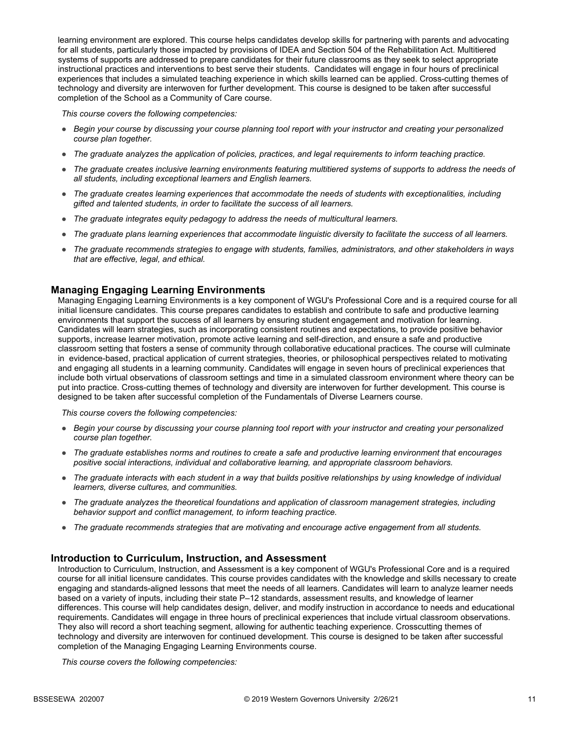learning environment are explored. This course helps candidates develop skills for partnering with parents and advocating for all students, particularly those impacted by provisions of IDEA and Section 504 of the Rehabilitation Act. Multitiered systems of supports are addressed to prepare candidates for their future classrooms as they seek to select appropriate instructional practices and interventions to best serve their students. Candidates will engage in four hours of preclinical experiences that includes a simulated teaching experience in which skills learned can be applied. Cross-cutting themes of technology and diversity are interwoven for further development. This course is designed to be taken after successful completion of the School as a Community of Care course.

*This course covers the following competencies:*

- *Begin your course by discussing your course planning tool report with your instructor and creating your personalized course plan together.*
- *The graduate analyzes the application of policies, practices, and legal requirements to inform teaching practice.*
- *The graduate creates inclusive learning environments featuring multitiered systems of supports to address the needs of all students, including exceptional learners and English learners.*
- *The graduate creates learning experiences that accommodate the needs of students with exceptionalities, including gifted and talented students, in order to facilitate the success of all learners.*
- *The graduate integrates equity pedagogy to address the needs of multicultural learners.*
- *The graduate plans learning experiences that accommodate linguistic diversity to facilitate the success of all learners.*
- *The graduate recommends strategies to engage with students, families, administrators, and other stakeholders in ways that are effective, legal, and ethical.*

### Managing Engaging Learning Environments

Managing Engaging Learning Environments is a key component of WGU's Professional Core and is a required course for all initial licensure candidates. This course prepares candidates to establish and contribute to safe and productive learning environments that support the success of all learners by ensuring student engagement and motivation for learning. Candidates will learn strategies, such as incorporating consistent routines and expectations, to provide positive behavior supports, increase learner motivation, promote active learning and self-direction, and ensure a safe and productive classroom setting that fosters a sense of community through collaborative educational practices. The course will culminate in evidence-based, practical application of current strategies, theories, or philosophical perspectives related to motivating and engaging all students in a learning community. Candidates will engage in seven hours of preclinical experiences that include both virtual observations of classroom settings and time in a simulated classroom environment where theory can be put into practice. Cross-cutting themes of technology and diversity are interwoven for further development. This course is designed to be taken after successful completion of the Fundamentals of Diverse Learners course.

*This course covers the following competencies:*

- *Begin your course by discussing your course planning tool report with your instructor and creating your personalized course plan together.*
- *The graduate establishes norms and routines to create a safe and productive learning environment that encourages positive social interactions, individual and collaborative learning, and appropriate classroom behaviors.*
- *The graduate interacts with each student in a way that builds positive relationships by using knowledge of individual learners, diverse cultures, and communities.*
- *The graduate analyzes the theoretical foundations and application of classroom management strategies, including behavior support and conflict management, to inform teaching practice.*
- *The graduate recommends strategies that are motivating and encourage active engagement from all students.*

### Introduction to Curriculum, Instruction, and Assessment

Introduction to Curriculum, Instruction, and Assessment is a key component of WGU's Professional Core and is a required course for all initial licensure candidates. This course provides candidates with the knowledge and skills necessary to create engaging and standards-aligned lessons that meet the needs of all learners. Candidates will learn to analyze learner needs based on a variety of inputs, including their state P–12 standards, assessment results, and knowledge of learner differences. This course will help candidates design, deliver, and modify instruction in accordance to needs and educational requirements. Candidates will engage in three hours of preclinical experiences that include virtual classroom observations. They also will record a short teaching segment, allowing for authentic teaching experience. Crosscutting themes of technology and diversity are interwoven for continued development. This course is designed to be taken after successful completion of the Managing Engaging Learning Environments course.

*This course covers the following competencies:*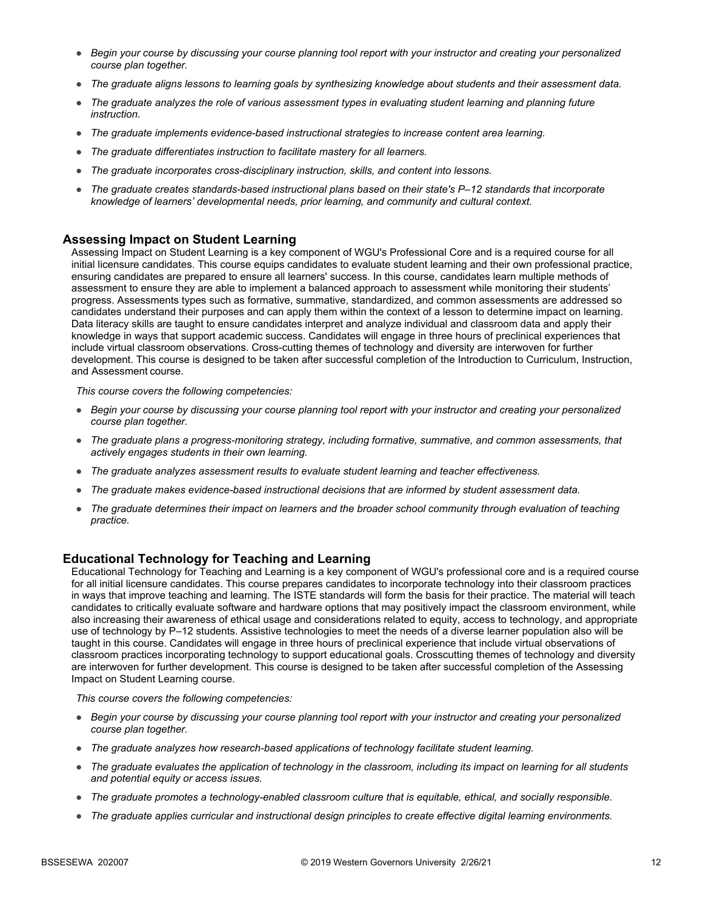- *Begin your course by discussing your course planning tool report with your instructor and creating your personalized course plan together.*
- *The graduate aligns lessons to learning goals by synthesizing knowledge about students and their assessment data.*
- *The graduate analyzes the role of various assessment types in evaluating student learning and planning future instruction.*
- *The graduate implements evidence-based instructional strategies to increase content area learning.*
- *The graduate differentiates instruction to facilitate mastery for all learners.*
- *The graduate incorporates cross-disciplinary instruction, skills, and content into lessons.*
- *The graduate creates standards-based instructional plans based on their state's P–12 standards that incorporate knowledge of learners' developmental needs, prior learning, and community and cultural context.*

### Assessing Impact on Student Learning

Assessing Impact on Student Learning is a key component of WGU's Professional Core and is a required course for all initial licensure candidates. This course equips candidates to evaluate student learning and their own professional practice, ensuring candidates are prepared to ensure all learners' success. In this course, candidates learn multiple methods of assessment to ensure they are able to implement a balanced approach to assessment while monitoring their students' progress. Assessments types such as formative, summative, standardized, and common assessments are addressed so candidates understand their purposes and can apply them within the context of a lesson to determine impact on learning. Data literacy skills are taught to ensure candidates interpret and analyze individual and classroom data and apply their knowledge in ways that support academic success. Candidates will engage in three hours of preclinical experiences that include virtual classroom observations. Cross-cutting themes of technology and diversity are interwoven for further development. This course is designed to be taken after successful completion of the Introduction to Curriculum, Instruction, and Assessment course.

*This course covers the following competencies:*

- *Begin your course by discussing your course planning tool report with your instructor and creating your personalized course plan together.*
- *The graduate plans a progress-monitoring strategy, including formative, summative, and common assessments, that actively engages students in their own learning.*
- *The graduate analyzes assessment results to evaluate student learning and teacher effectiveness.*
- *The graduate makes evidence-based instructional decisions that are informed by student assessment data.*
- *The graduate determines their impact on learners and the broader school community through evaluation of teaching practice.*

### Educational Technology for Teaching and Learning

Educational Technology for Teaching and Learning is a key component of WGU's professional core and is a required course for all initial licensure candidates. This course prepares candidates to incorporate technology into their classroom practices in ways that improve teaching and learning. The ISTE standards will form the basis for their practice. The material will teach candidates to critically evaluate software and hardware options that may positively impact the classroom environment, while also increasing their awareness of ethical usage and considerations related to equity, access to technology, and appropriate use of technology by P–12 students. Assistive technologies to meet the needs of a diverse learner population also will be taught in this course. Candidates will engage in three hours of preclinical experience that include virtual observations of classroom practices incorporating technology to support educational goals. Crosscutting themes of technology and diversity are interwoven for further development. This course is designed to be taken after successful completion of the Assessing Impact on Student Learning course.

*This course covers the following competencies:*

- *Begin your course by discussing your course planning tool report with your instructor and creating your personalized course plan together.*
- *The graduate analyzes how research-based applications of technology facilitate student learning.*
- *The graduate evaluates the application of technology in the classroom, including its impact on learning for all students and potential equity or access issues.*
- *The graduate promotes a technology-enabled classroom culture that is equitable, ethical, and socially responsible.*
- *The graduate applies curricular and instructional design principles to create effective digital learning environments.*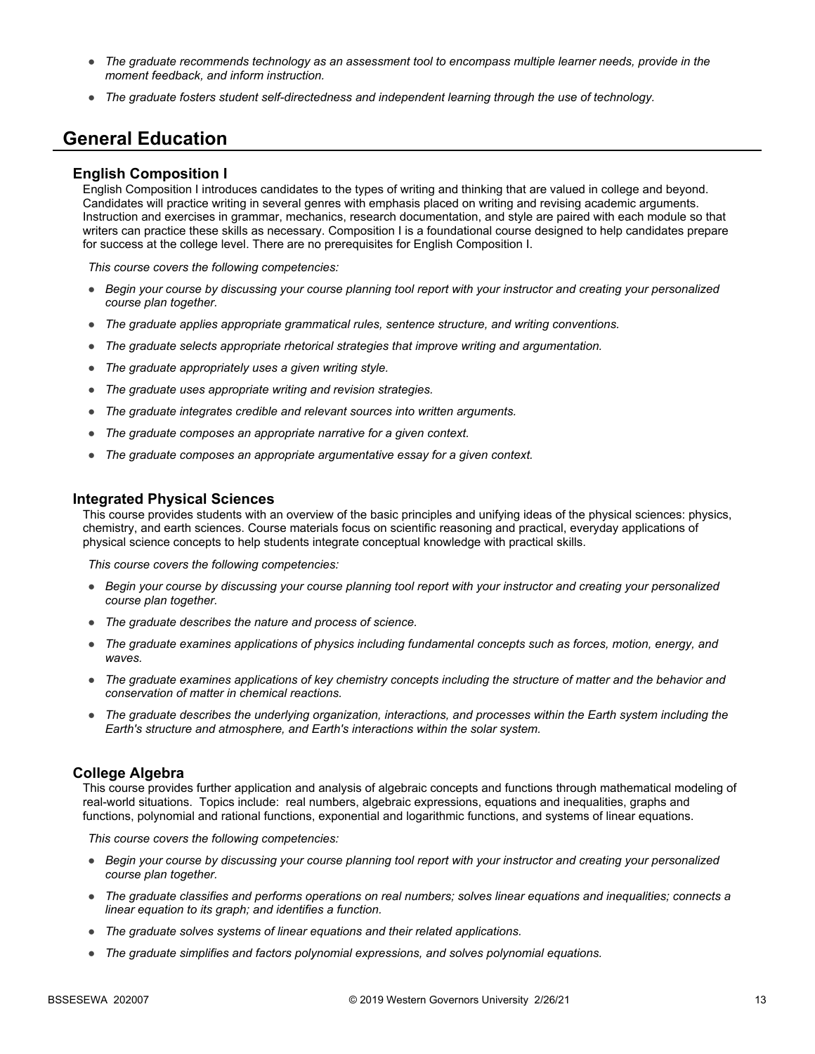- *The graduate recommends technology as an assessment tool to encompass multiple learner needs, provide in the moment feedback, and inform instruction.*
- *The graduate fosters student self-directedness and independent learning through the use of technology.*

## General Education

### English Composition I

English Composition I introduces candidates to the types of writing and thinking that are valued in college and beyond. Candidates will practice writing in several genres with emphasis placed on writing and revising academic arguments. Instruction and exercises in grammar, mechanics, research documentation, and style are paired with each module so that writers can practice these skills as necessary. Composition I is a foundational course designed to help candidates prepare for success at the college level. There are no prerequisites for English Composition I.

*This course covers the following competencies:*

- *Begin your course by discussing your course planning tool report with your instructor and creating your personalized course plan together.*
- *The graduate applies appropriate grammatical rules, sentence structure, and writing conventions.*
- *The graduate selects appropriate rhetorical strategies that improve writing and argumentation.*
- *The graduate appropriately uses a given writing style.*
- *The graduate uses appropriate writing and revision strategies.*
- *The graduate integrates credible and relevant sources into written arguments.*
- *The graduate composes an appropriate narrative for a given context.*
- *The graduate composes an appropriate argumentative essay for a given context.*

### Integrated Physical Sciences

This course provides students with an overview of the basic principles and unifying ideas of the physical sciences: physics, chemistry, and earth sciences. Course materials focus on scientific reasoning and practical, everyday applications of physical science concepts to help students integrate conceptual knowledge with practical skills.

*This course covers the following competencies:*

- *Begin your course by discussing your course planning tool report with your instructor and creating your personalized course plan together.*
- *The graduate describes the nature and process of science.*
- *The graduate examines applications of physics including fundamental concepts such as forces, motion, energy, and waves.*
- *The graduate examines applications of key chemistry concepts including the structure of matter and the behavior and conservation of matter in chemical reactions.*
- *The graduate describes the underlying organization, interactions, and processes within the Earth system including the Earth's structure and atmosphere, and Earth's interactions within the solar system.*

### College Algebra

This course provides further application and analysis of algebraic concepts and functions through mathematical modeling of real-world situations. Topics include: real numbers, algebraic expressions, equations and inequalities, graphs and functions, polynomial and rational functions, exponential and logarithmic functions, and systems of linear equations.

*This course covers the following competencies:*

- *Begin your course by discussing your course planning tool report with your instructor and creating your personalized course plan together.*
- *The graduate classifies and performs operations on real numbers; solves linear equations and inequalities; connects a linear equation to its graph; and identifies a function.*
- *The graduate solves systems of linear equations and their related applications.*
- *The graduate simplifies and factors polynomial expressions, and solves polynomial equations.*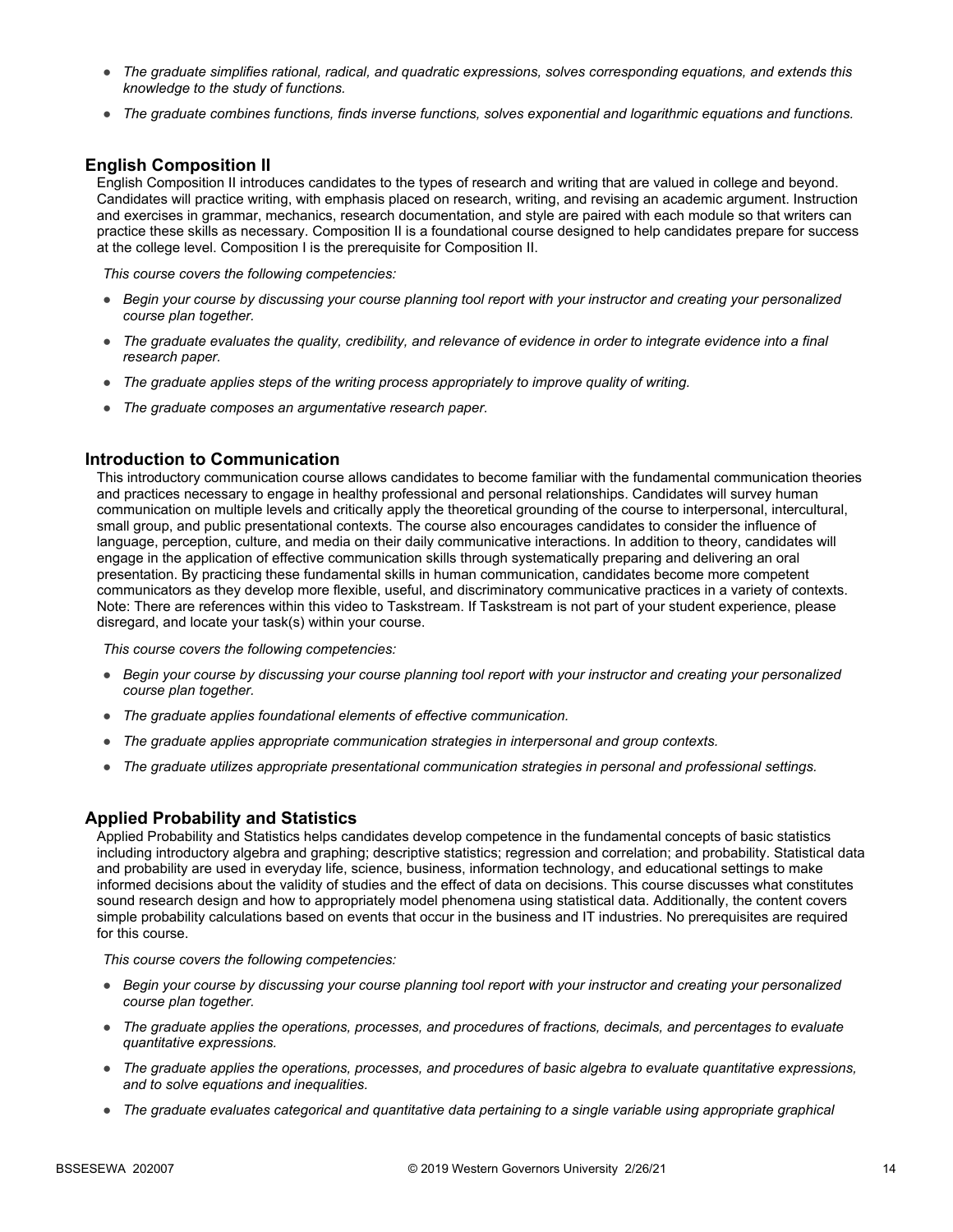- *The graduate simplifies rational, radical, and quadratic expressions, solves corresponding equations, and extends this knowledge to the study of functions.*
- *The graduate combines functions, finds inverse functions, solves exponential and logarithmic equations and functions.*

## English Composition II

English Composition II introduces candidates to the types of research and writing that are valued in college and beyond. Candidates will practice writing, with emphasis placed on research, writing, and revising an academic argument. Instruction and exercises in grammar, mechanics, research documentation, and style are paired with each module so that writers can practice these skills as necessary. Composition II is a foundational course designed to help candidates prepare for success at the college level. Composition I is the prerequisite for Composition II.

*This course covers the following competencies:*

- *Begin your course by discussing your course planning tool report with your instructor and creating your personalized course plan together.*
- *The graduate evaluates the quality, credibility, and relevance of evidence in order to integrate evidence into a final research paper.*
- *The graduate applies steps of the writing process appropriately to improve quality of writing.*
- *The graduate composes an argumentative research paper.*

## Introduction to Communication

This introductory communication course allows candidates to become familiar with the fundamental communication theories and practices necessary to engage in healthy professional and personal relationships. Candidates will survey human communication on multiple levels and critically apply the theoretical grounding of the course to interpersonal, intercultural, small group, and public presentational contexts. The course also encourages candidates to consider the influence of language, perception, culture, and media on their daily communicative interactions. In addition to theory, candidates will engage in the application of effective communication skills through systematically preparing and delivering an oral presentation. By practicing these fundamental skills in human communication, candidates become more competent communicators as they develop more flexible, useful, and discriminatory communicative practices in a variety of contexts. Note: There are references within this video to Taskstream. If Taskstream is not part of your student experience, please disregard, and locate your task(s) within your course.

*This course covers the following competencies:*

- *Begin your course by discussing your course planning tool report with your instructor and creating your personalized course plan together.*
- *The graduate applies foundational elements of effective communication.*
- *The graduate applies appropriate communication strategies in interpersonal and group contexts.*
- *The graduate utilizes appropriate presentational communication strategies in personal and professional settings.*

## Applied Probability and Statistics

Applied Probability and Statistics helps candidates develop competence in the fundamental concepts of basic statistics including introductory algebra and graphing; descriptive statistics; regression and correlation; and probability. Statistical data and probability are used in everyday life, science, business, information technology, and educational settings to make informed decisions about the validity of studies and the effect of data on decisions. This course discusses what constitutes sound research design and how to appropriately model phenomena using statistical data. Additionally, the content covers simple probability calculations based on events that occur in the business and IT industries. No prerequisites are required for this course.

*This course covers the following competencies:*

- *Begin your course by discussing your course planning tool report with your instructor and creating your personalized course plan together.*
- *The graduate applies the operations, processes, and procedures of fractions, decimals, and percentages to evaluate quantitative expressions.*
- *The graduate applies the operations, processes, and procedures of basic algebra to evaluate quantitative expressions, and to solve equations and inequalities.*
- *The graduate evaluates categorical and quantitative data pertaining to a single variable using appropriate graphical*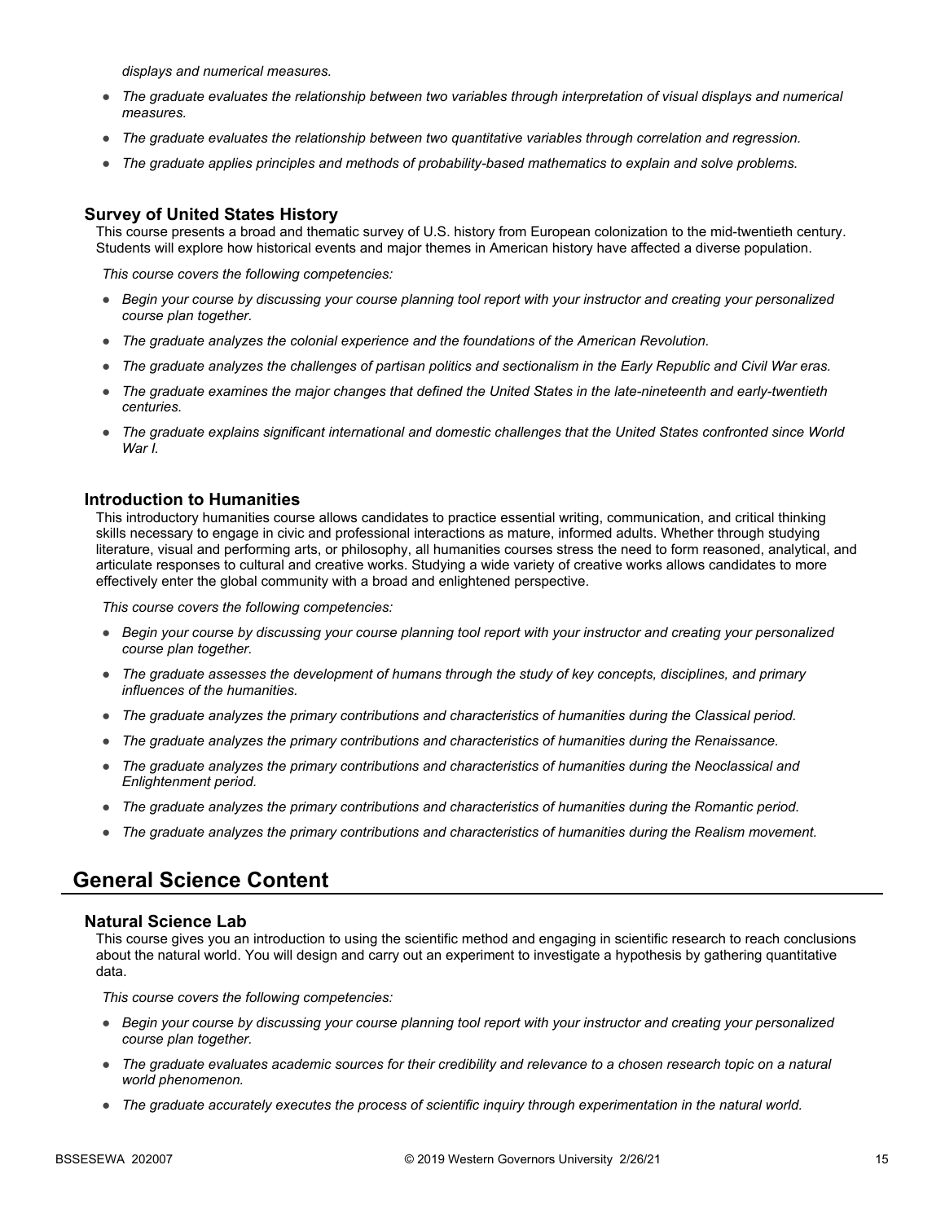*displays and numerical measures.*

- *The graduate evaluates the relationship between two variables through interpretation of visual displays and numerical measures.*
- *The graduate evaluates the relationship between two quantitative variables through correlation and regression.*
- *The graduate applies principles and methods of probability-based mathematics to explain and solve problems.*

### Survey of United States History

This course presents a broad and thematic survey of U.S. history from European colonization to the mid-twentieth century. Students will explore how historical events and major themes in American history have affected a diverse population.

*This course covers the following competencies:*

- *Begin your course by discussing your course planning tool report with your instructor and creating your personalized course plan together.*
- *The graduate analyzes the colonial experience and the foundations of the American Revolution.*
- *The graduate analyzes the challenges of partisan politics and sectionalism in the Early Republic and Civil War eras.*
- *The graduate examines the major changes that defined the United States in the late-nineteenth and early-twentieth centuries.*
- *The graduate explains significant international and domestic challenges that the United States confronted since World War I.*

### Introduction to Humanities

This introductory humanities course allows candidates to practice essential writing, communication, and critical thinking skills necessary to engage in civic and professional interactions as mature, informed adults. Whether through studying literature, visual and performing arts, or philosophy, all humanities courses stress the need to form reasoned, analytical, and articulate responses to cultural and creative works. Studying a wide variety of creative works allows candidates to more effectively enter the global community with a broad and enlightened perspective.

*This course covers the following competencies:*

- *Begin your course by discussing your course planning tool report with your instructor and creating your personalized course plan together.*
- *The graduate assesses the development of humans through the study of key concepts, disciplines, and primary influences of the humanities.*
- *The graduate analyzes the primary contributions and characteristics of humanities during the Classical period.*
- *The graduate analyzes the primary contributions and characteristics of humanities during the Renaissance.*
- *The graduate analyzes the primary contributions and characteristics of humanities during the Neoclassical and Enlightenment period.*
- *The graduate analyzes the primary contributions and characteristics of humanities during the Romantic period.*
- *The graduate analyzes the primary contributions and characteristics of humanities during the Realism movement.*

## General Science Content

### Natural Science Lab

This course gives you an introduction to using the scientific method and engaging in scientific research to reach conclusions about the natural world. You will design and carry out an experiment to investigate a hypothesis by gathering quantitative data.

*This course covers the following competencies:*

- *Begin your course by discussing your course planning tool report with your instructor and creating your personalized course plan together.*
- *The graduate evaluates academic sources for their credibility and relevance to a chosen research topic on a natural world phenomenon.*
- *The graduate accurately executes the process of scientific inquiry through experimentation in the natural world.*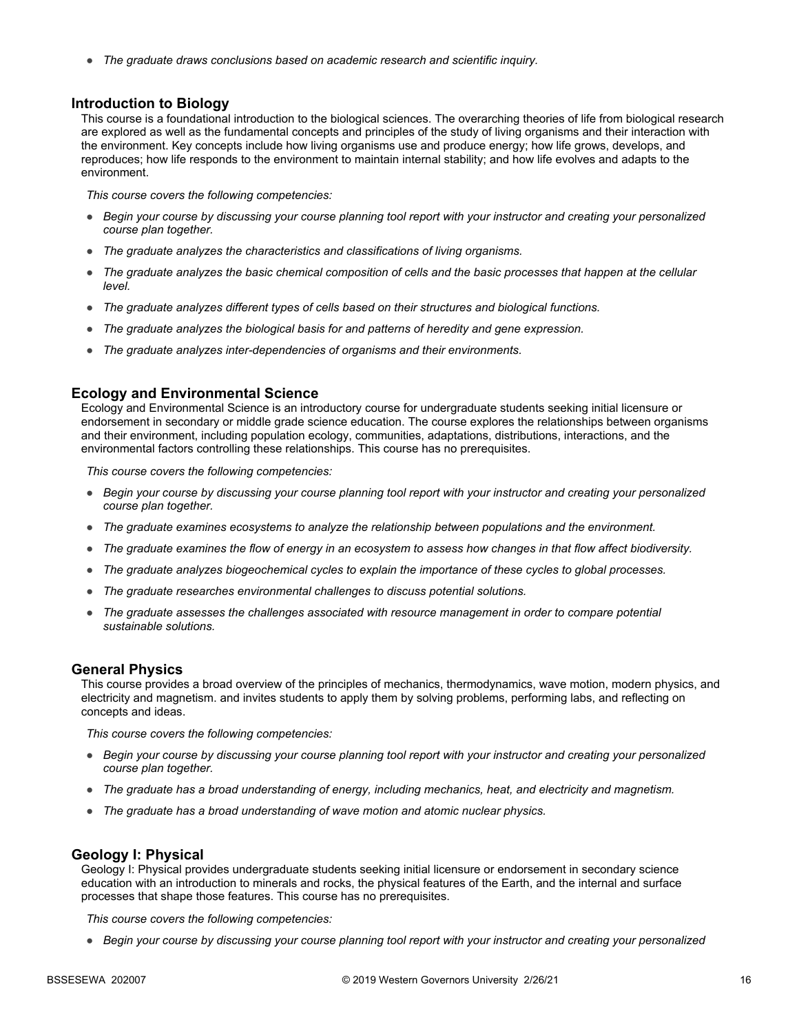- *The graduate draws conclusions based on academic research and scientific inquiry.*

### Introduction to Biology

This course is a foundational introduction to the biological sciences. The overarching theories of life from biological research are explored as well as the fundamental concepts and principles of the study of living organisms and their interaction with the environment. Key concepts include how living organisms use and produce energy; how life grows, develops, and reproduces; how life responds to the environment to maintain internal stability; and how life evolves and adapts to the environment.

*This course covers the following competencies:*

- *Begin your course by discussing your course planning tool report with your instructor and creating your personalized course plan together.*
- *The graduate analyzes the characteristics and classifications of living organisms.*
- *The graduate analyzes the basic chemical composition of cells and the basic processes that happen at the cellular level.*
- *The graduate analyzes different types of cells based on their structures and biological functions.*
- *The graduate analyzes the biological basis for and patterns of heredity and gene expression.*
- *The graduate analyzes inter-dependencies of organisms and their environments.*

### Ecology and Environmental Science

Ecology and Environmental Science is an introductory course for undergraduate students seeking initial licensure or endorsement in secondary or middle grade science education. The course explores the relationships between organisms and their environment, including population ecology, communities, adaptations, distributions, interactions, and the environmental factors controlling these relationships. This course has no prerequisites.

*This course covers the following competencies:*

- *Begin your course by discussing your course planning tool report with your instructor and creating your personalized course plan together.*
- *The graduate examines ecosystems to analyze the relationship between populations and the environment.*
- *The graduate examines the flow of energy in an ecosystem to assess how changes in that flow affect biodiversity.*
- *The graduate analyzes biogeochemical cycles to explain the importance of these cycles to global processes.*
- *The graduate researches environmental challenges to discuss potential solutions.*
- *The graduate assesses the challenges associated with resource management in order to compare potential sustainable solutions.*

### General Physics

This course provides a broad overview of the principles of mechanics, thermodynamics, wave motion, modern physics, and electricity and magnetism. and invites students to apply them by solving problems, performing labs, and reflecting on concepts and ideas.

*This course covers the following competencies:*

- *Begin your course by discussing your course planning tool report with your instructor and creating your personalized course plan together.*
- *The graduate has a broad understanding of energy, including mechanics, heat, and electricity and magnetism.*
- *The graduate has a broad understanding of wave motion and atomic nuclear physics.*

### Geology I: Physical

Geology I: Physical provides undergraduate students seeking initial licensure or endorsement in secondary science education with an introduction to minerals and rocks, the physical features of the Earth, and the internal and surface processes that shape those features. This course has no prerequisites.

*This course covers the following competencies:*

- *Begin your course by discussing your course planning tool report with your instructor and creating your personalized*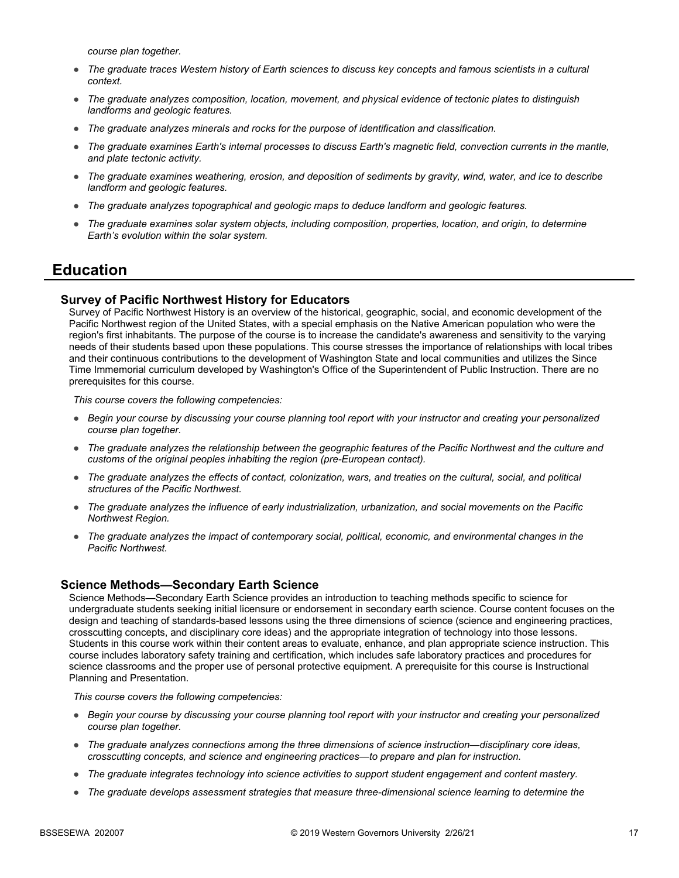*course plan together.*

- *The graduate traces Western history of Earth sciences to discuss key concepts and famous scientists in a cultural context.*
- *The graduate analyzes composition, location, movement, and physical evidence of tectonic plates to distinguish landforms and geologic features.*
- *The graduate analyzes minerals and rocks for the purpose of identification and classification.*
- *The graduate examines Earth's internal processes to discuss Earth's magnetic field, convection currents in the mantle, and plate tectonic activity.*
- *The graduate examines weathering, erosion, and deposition of sediments by gravity, wind, water, and ice to describe landform and geologic features.*
- *The graduate analyzes topographical and geologic maps to deduce landform and geologic features.*
- *The graduate examines solar system objects, including composition, properties, location, and origin, to determine Earth's evolution within the solar system.*

## Education

### Survey of Pacific Northwest History for Educators

Survey of Pacific Northwest History is an overview of the historical, geographic, social, and economic development of the Pacific Northwest region of the United States, with a special emphasis on the Native American population who were the region's first inhabitants. The purpose of the course is to increase the candidate's awareness and sensitivity to the varying needs of their students based upon these populations. This course stresses the importance of relationships with local tribes and their continuous contributions to the development of Washington State and local communities and utilizes the Since Time Immemorial curriculum developed by Washington's Office of the Superintendent of Public Instruction. There are no prerequisites for this course.

*This course covers the following competencies:*

- *Begin your course by discussing your course planning tool report with your instructor and creating your personalized course plan together.*
- *The graduate analyzes the relationship between the geographic features of the Pacific Northwest and the culture and customs of the original peoples inhabiting the region (pre-European contact).*
- *The graduate analyzes the effects of contact, colonization, wars, and treaties on the cultural, social, and political structures of the Pacific Northwest.*
- *The graduate analyzes the influence of early industrialization, urbanization, and social movements on the Pacific Northwest Region.*
- *The graduate analyzes the impact of contemporary social, political, economic, and environmental changes in the Pacific Northwest.*

### Science Methods—Secondary Earth Science

Science Methods—Secondary Earth Science provides an introduction to teaching methods specific to science for undergraduate students seeking initial licensure or endorsement in secondary earth science. Course content focuses on the design and teaching of standards-based lessons using the three dimensions of science (science and engineering practices, crosscutting concepts, and disciplinary core ideas) and the appropriate integration of technology into those lessons. Students in this course work within their content areas to evaluate, enhance, and plan appropriate science instruction. This course includes laboratory safety training and certification, which includes safe laboratory practices and procedures for science classrooms and the proper use of personal protective equipment. A prerequisite for this course is Instructional Planning and Presentation.

*This course covers the following competencies:*

- *Begin your course by discussing your course planning tool report with your instructor and creating your personalized course plan together.*
- *The graduate analyzes connections among the three dimensions of science instruction—disciplinary core ideas, crosscutting concepts, and science and engineering practices—to prepare and plan for instruction.*
- *The graduate integrates technology into science activities to support student engagement and content mastery.*
- *The graduate develops assessment strategies that measure three-dimensional science learning to determine the*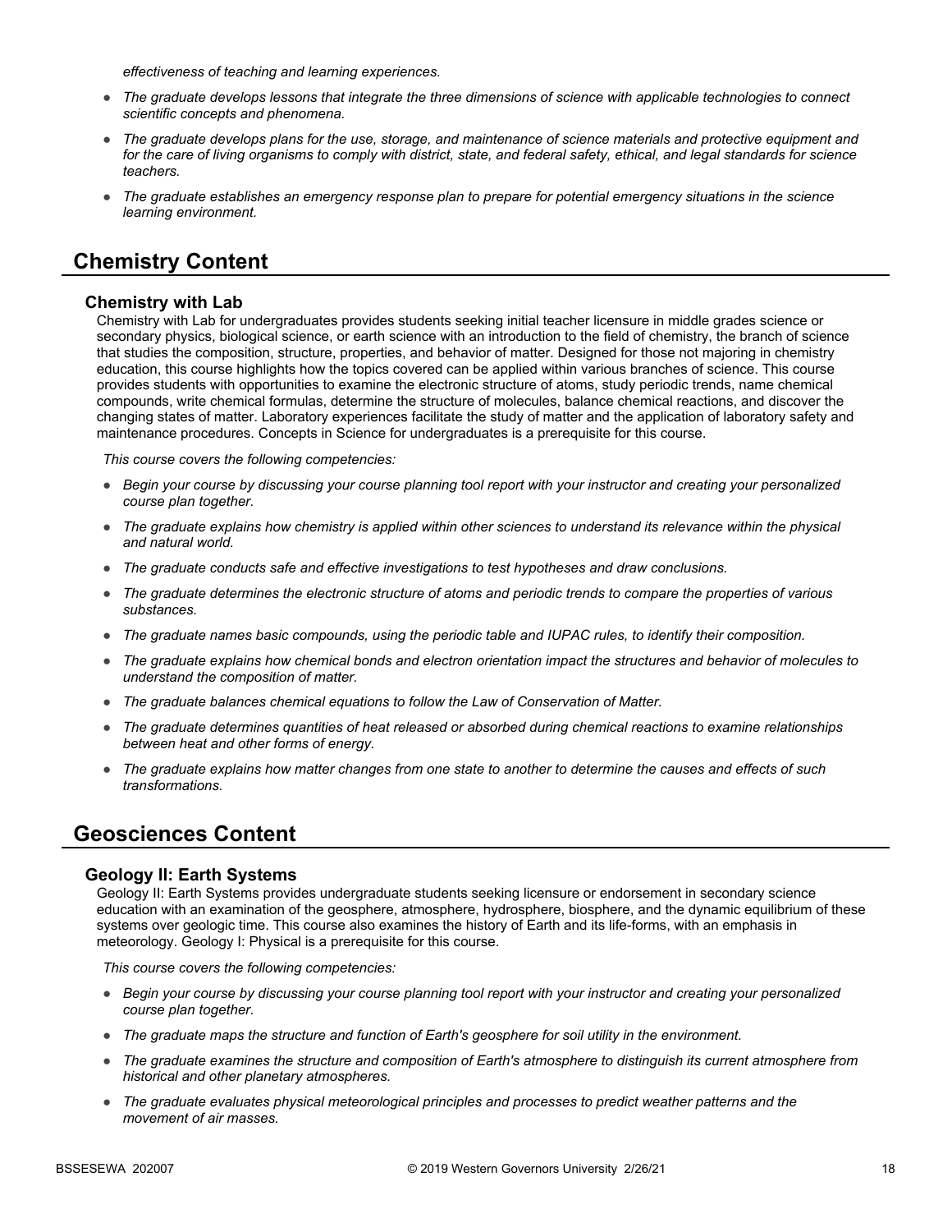*effectiveness of teaching and learning experiences.*

- *The graduate develops lessons that integrate the three dimensions of science with applicable technologies to connect scientific concepts and phenomena.*
- *The graduate develops plans for the use, storage, and maintenance of science materials and protective equipment and for the care of living organisms to comply with district, state, and federal safety, ethical, and legal standards for science teachers.*
- *The graduate establishes an emergency response plan to prepare for potential emergency situations in the science learning environment.*

## Chemistry Content

### Chemistry with Lab

Chemistry with Lab for undergraduates provides students seeking initial teacher licensure in middle grades science or secondary physics, biological science, or earth science with an introduction to the field of chemistry, the branch of science that studies the composition, structure, properties, and behavior of matter. Designed for those not majoring in chemistry education, this course highlights how the topics covered can be applied within various branches of science. This course provides students with opportunities to examine the electronic structure of atoms, study periodic trends, name chemical compounds, write chemical formulas, determine the structure of molecules, balance chemical reactions, and discover the changing states of matter. Laboratory experiences facilitate the study of matter and the application of laboratory safety and maintenance procedures. Concepts in Science for undergraduates is a prerequisite for this course.

*This course covers the following competencies:*

- *Begin your course by discussing your course planning tool report with your instructor and creating your personalized course plan together.*
- *The graduate explains how chemistry is applied within other sciences to understand its relevance within the physical and natural world.*
- *The graduate conducts safe and effective investigations to test hypotheses and draw conclusions.*
- *The graduate determines the electronic structure of atoms and periodic trends to compare the properties of various substances.*
- *The graduate names basic compounds, using the periodic table and IUPAC rules, to identify their composition.*
- *The graduate explains how chemical bonds and electron orientation impact the structures and behavior of molecules to understand the composition of matter.*
- *The graduate balances chemical equations to follow the Law of Conservation of Matter.*
- *The graduate determines quantities of heat released or absorbed during chemical reactions to examine relationships between heat and other forms of energy.*
- *The graduate explains how matter changes from one state to another to determine the causes and effects of such transformations.*

## Geosciences Content

### Geology II: Earth Systems

Geology II: Earth Systems provides undergraduate students seeking licensure or endorsement in secondary science education with an examination of the geosphere, atmosphere, hydrosphere, biosphere, and the dynamic equilibrium of these systems over geologic time. This course also examines the history of Earth and its life-forms, with an emphasis in meteorology. Geology I: Physical is a prerequisite for this course.

*This course covers the following competencies:*

- *Begin your course by discussing your course planning tool report with your instructor and creating your personalized course plan together.*
- *The graduate maps the structure and function of Earth's geosphere for soil utility in the environment.*
- *The graduate examines the structure and composition of Earth's atmosphere to distinguish its current atmosphere from historical and other planetary atmospheres.*
- *The graduate evaluates physical meteorological principles and processes to predict weather patterns and the movement of air masses.*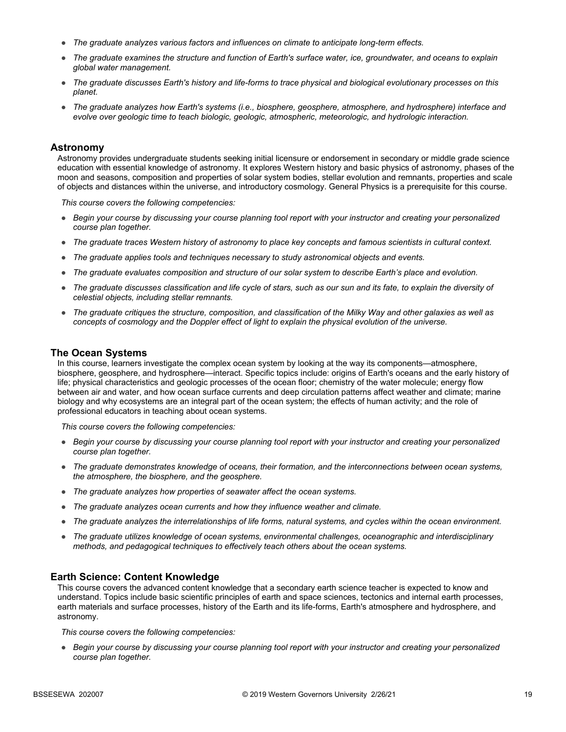- *The graduate analyzes various factors and influences on climate to anticipate long-term effects.*
- *The graduate examines the structure and function of Earth's surface water, ice, groundwater, and oceans to explain global water management.*
- *The graduate discusses Earth's history and life-forms to trace physical and biological evolutionary processes on this planet.*
- *The graduate analyzes how Earth's systems (i.e., biosphere, geosphere, atmosphere, and hydrosphere) interface and evolve over geologic time to teach biologic, geologic, atmospheric, meteorologic, and hydrologic interaction.*

## Astronomy

Astronomy provides undergraduate students seeking initial licensure or endorsement in secondary or middle grade science education with essential knowledge of astronomy. It explores Western history and basic physics of astronomy, phases of the moon and seasons, composition and properties of solar system bodies, stellar evolution and remnants, properties and scale of objects and distances within the universe, and introductory cosmology. General Physics is a prerequisite for this course.

*This course covers the following competencies:*

- *Begin your course by discussing your course planning tool report with your instructor and creating your personalized course plan together.*
- *The graduate traces Western history of astronomy to place key concepts and famous scientists in cultural context.*
- *The graduate applies tools and techniques necessary to study astronomical objects and events.*
- *The graduate evaluates composition and structure of our solar system to describe Earth's place and evolution.*
- *The graduate discusses classification and life cycle of stars, such as our sun and its fate, to explain the diversity of celestial objects, including stellar remnants.*
- *The graduate critiques the structure, composition, and classification of the Milky Way and other galaxies as well as concepts of cosmology and the Doppler effect of light to explain the physical evolution of the universe.*

## The Ocean Systems

In this course, learners investigate the complex ocean system by looking at the way its components—atmosphere, biosphere, geosphere, and hydrosphere—interact. Specific topics include: origins of Earth's oceans and the early history of life; physical characteristics and geologic processes of the ocean floor; chemistry of the water molecule; energy flow between air and water, and how ocean surface currents and deep circulation patterns affect weather and climate; marine biology and why ecosystems are an integral part of the ocean system; the effects of human activity; and the role of professional educators in teaching about ocean systems.

*This course covers the following competencies:*

- *Begin your course by discussing your course planning tool report with your instructor and creating your personalized course plan together.*
- *The graduate demonstrates knowledge of oceans, their formation, and the interconnections between ocean systems, the atmosphere, the biosphere, and the geosphere.*
- *The graduate analyzes how properties of seawater affect the ocean systems.*
- *The graduate analyzes ocean currents and how they influence weather and climate.*
- *The graduate analyzes the interrelationships of life forms, natural systems, and cycles within the ocean environment.*
- *The graduate utilizes knowledge of ocean systems, environmental challenges, oceanographic and interdisciplinary methods, and pedagogical techniques to effectively teach others about the ocean systems.*

## Earth Science: Content Knowledge

This course covers the advanced content knowledge that a secondary earth science teacher is expected to know and understand. Topics include basic scientific principles of earth and space sciences, tectonics and internal earth processes, earth materials and surface processes, history of the Earth and its life-forms, Earth's atmosphere and hydrosphere, and astronomy.

*This course covers the following competencies:*

- *Begin your course by discussing your course planning tool report with your instructor and creating your personalized course plan together.*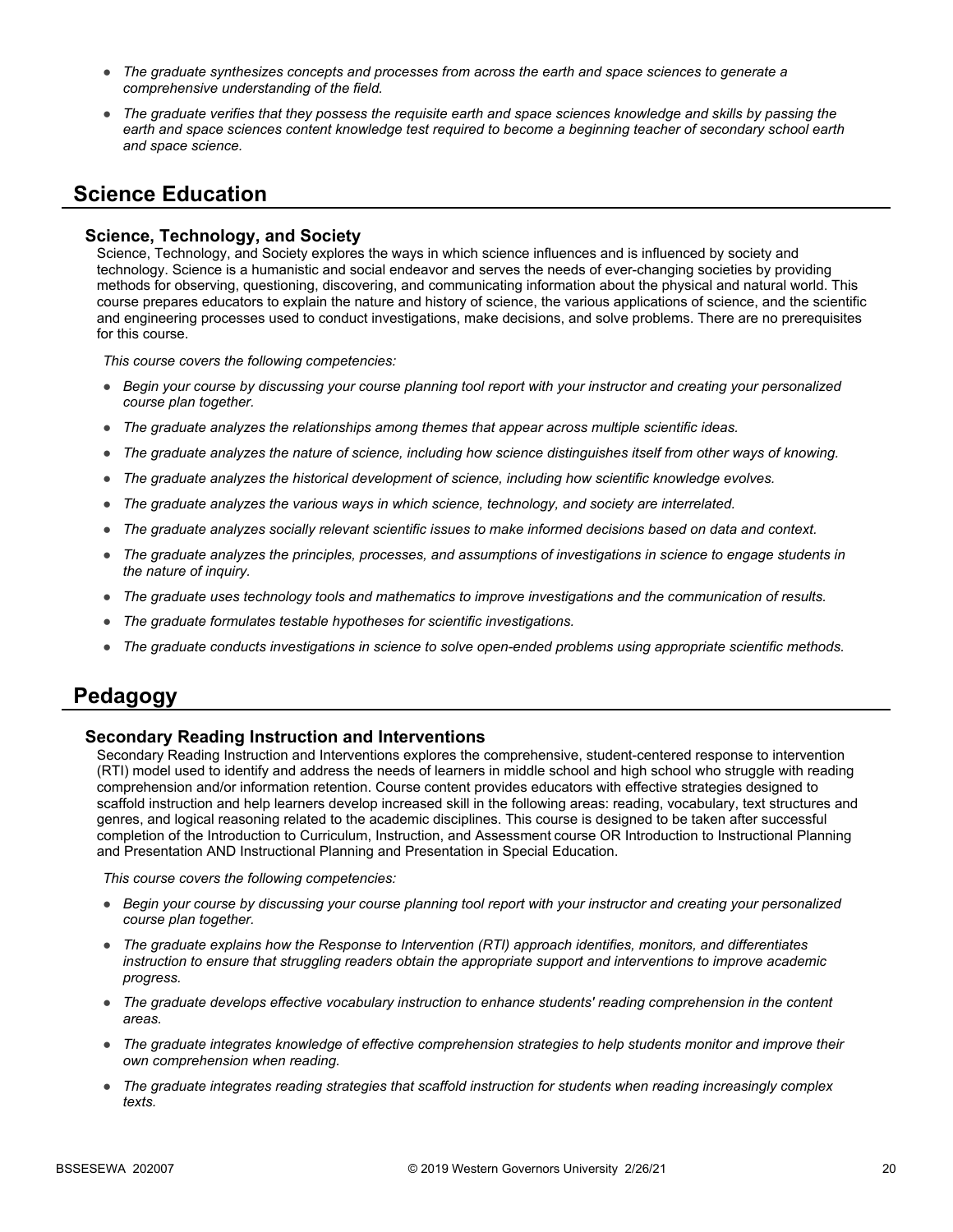- *The graduate synthesizes concepts and processes from across the earth and space sciences to generate a comprehensive understanding of the field.*
- *The graduate verifies that they possess the requisite earth and space sciences knowledge and skills by passing the earth and space sciences content knowledge test required to become a beginning teacher of secondary school earth and space science.*

## Science Education

### Science, Technology, and Society

Science, Technology, and Society explores the ways in which science influences and is influenced by society and technology. Science is a humanistic and social endeavor and serves the needs of ever-changing societies by providing methods for observing, questioning, discovering, and communicating information about the physical and natural world. This course prepares educators to explain the nature and history of science, the various applications of science, and the scientific and engineering processes used to conduct investigations, make decisions, and solve problems. There are no prerequisites for this course.

*This course covers the following competencies:*

- *Begin your course by discussing your course planning tool report with your instructor and creating your personalized course plan together.*
- *The graduate analyzes the relationships among themes that appear across multiple scientific ideas.*
- *The graduate analyzes the nature of science, including how science distinguishes itself from other ways of knowing.*
- *The graduate analyzes the historical development of science, including how scientific knowledge evolves.*
- *The graduate analyzes the various ways in which science, technology, and society are interrelated.*
- *The graduate analyzes socially relevant scientific issues to make informed decisions based on data and context.*
- *The graduate analyzes the principles, processes, and assumptions of investigations in science to engage students in the nature of inquiry.*
- *The graduate uses technology tools and mathematics to improve investigations and the communication of results.*
- *The graduate formulates testable hypotheses for scientific investigations.*
- *The graduate conducts investigations in science to solve open-ended problems using appropriate scientific methods.*

## Pedagogy

### Secondary Reading Instruction and Interventions

Secondary Reading Instruction and Interventions explores the comprehensive, student-centered response to intervention (RTI) model used to identify and address the needs of learners in middle school and high school who struggle with reading comprehension and/or information retention. Course content provides educators with effective strategies designed to scaffold instruction and help learners develop increased skill in the following areas: reading, vocabulary, text structures and genres, and logical reasoning related to the academic disciplines. This course is designed to be taken after successful completion of the Introduction to Curriculum, Instruction, and Assessment course OR Introduction to Instructional Planning and Presentation AND Instructional Planning and Presentation in Special Education.

*This course covers the following competencies:*

- *Begin your course by discussing your course planning tool report with your instructor and creating your personalized course plan together.*
- *The graduate explains how the Response to Intervention (RTI) approach identifies, monitors, and differentiates instruction to ensure that struggling readers obtain the appropriate support and interventions to improve academic progress.*
- *The graduate develops effective vocabulary instruction to enhance students' reading comprehension in the content areas.*
- *The graduate integrates knowledge of effective comprehension strategies to help students monitor and improve their own comprehension when reading.*
- *The graduate integrates reading strategies that scaffold instruction for students when reading increasingly complex texts.*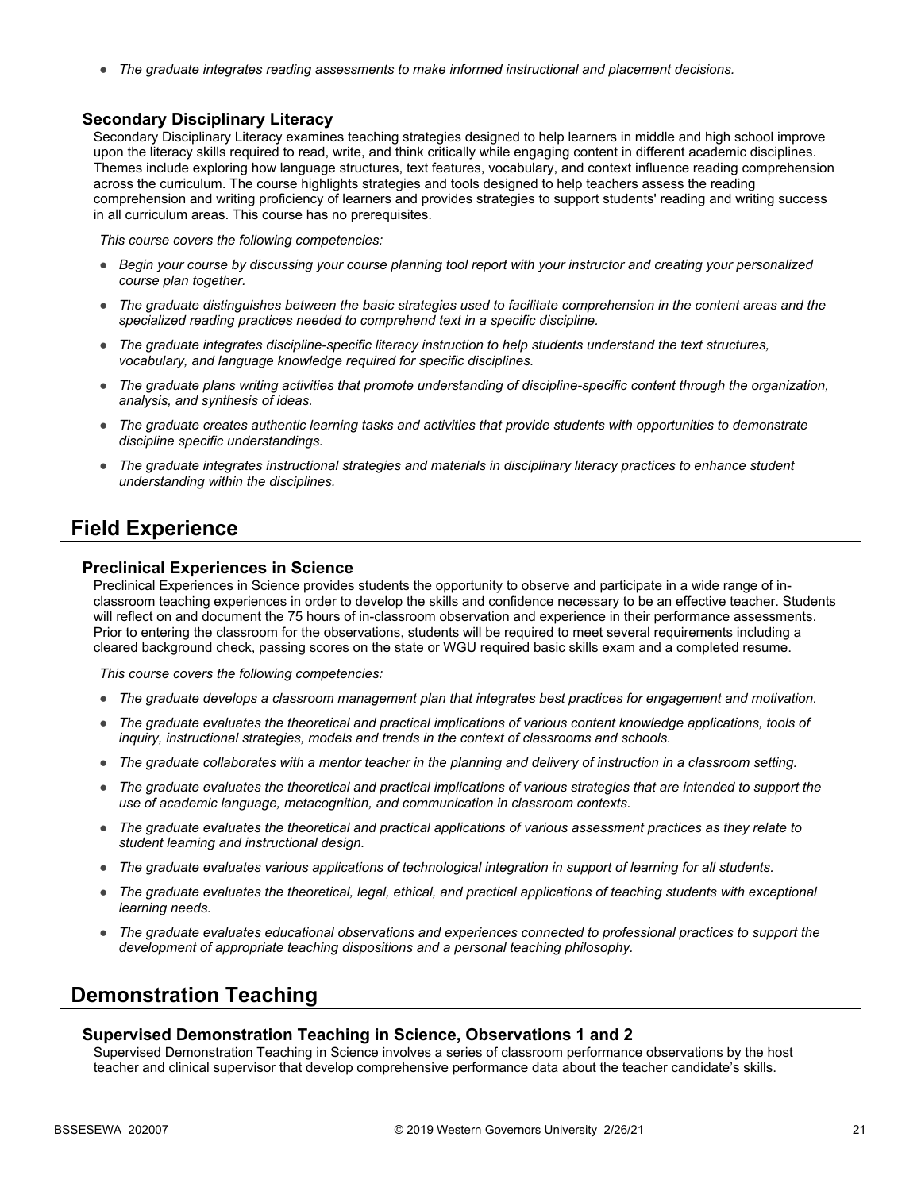- *The graduate integrates reading assessments to make informed instructional and placement decisions.*

### Secondary Disciplinary Literacy

Secondary Disciplinary Literacy examines teaching strategies designed to help learners in middle and high school improve upon the literacy skills required to read, write, and think critically while engaging content in different academic disciplines. Themes include exploring how language structures, text features, vocabulary, and context influence reading comprehension across the curriculum. The course highlights strategies and tools designed to help teachers assess the reading comprehension and writing proficiency of learners and provides strategies to support students' reading and writing success in all curriculum areas. This course has no prerequisites.

*This course covers the following competencies:*

- *Begin your course by discussing your course planning tool report with your instructor and creating your personalized course plan together.*
- *The graduate distinguishes between the basic strategies used to facilitate comprehension in the content areas and the specialized reading practices needed to comprehend text in a specific discipline.*
- *The graduate integrates discipline-specific literacy instruction to help students understand the text structures, vocabulary, and language knowledge required for specific disciplines.*
- *The graduate plans writing activities that promote understanding of discipline-specific content through the organization, analysis, and synthesis of ideas.*
- *The graduate creates authentic learning tasks and activities that provide students with opportunities to demonstrate discipline specific understandings.*
- *The graduate integrates instructional strategies and materials in disciplinary literacy practices to enhance student understanding within the disciplines.*

## Field Experience

### Preclinical Experiences in Science

Preclinical Experiences in Science provides students the opportunity to observe and participate in a wide range of in-classroom teaching experiences in order to develop the skills and confidence necessary to be an effective teacher. Students will reflect on and document the 75 hours of in-classroom observation and experience in their performance assessments. Prior to entering the classroom for the observations, students will be required to meet several requirements including a cleared background check, passing scores on the state or WGU required basic skills exam and a completed resume.

*This course covers the following competencies:*

- *The graduate develops a classroom management plan that integrates best practices for engagement and motivation.*
- *The graduate evaluates the theoretical and practical implications of various content knowledge applications, tools of inquiry, instructional strategies, models and trends in the context of classrooms and schools.*
- *The graduate collaborates with a mentor teacher in the planning and delivery of instruction in a classroom setting.*
- *The graduate evaluates the theoretical and practical implications of various strategies that are intended to support the use of academic language, metacognition, and communication in classroom contexts.*
- *The graduate evaluates the theoretical and practical applications of various assessment practices as they relate to student learning and instructional design.*
- *The graduate evaluates various applications of technological integration in support of learning for all students.*
- *The graduate evaluates the theoretical, legal, ethical, and practical applications of teaching students with exceptional learning needs.*
- *The graduate evaluates educational observations and experiences connected to professional practices to support the development of appropriate teaching dispositions and a personal teaching philosophy.*

## Demonstration Teaching

### Supervised Demonstration Teaching in Science, Observations 1 and 2

Supervised Demonstration Teaching in Science involves a series of classroom performance observations by the host teacher and clinical supervisor that develop comprehensive performance data about the teacher candidate's skills.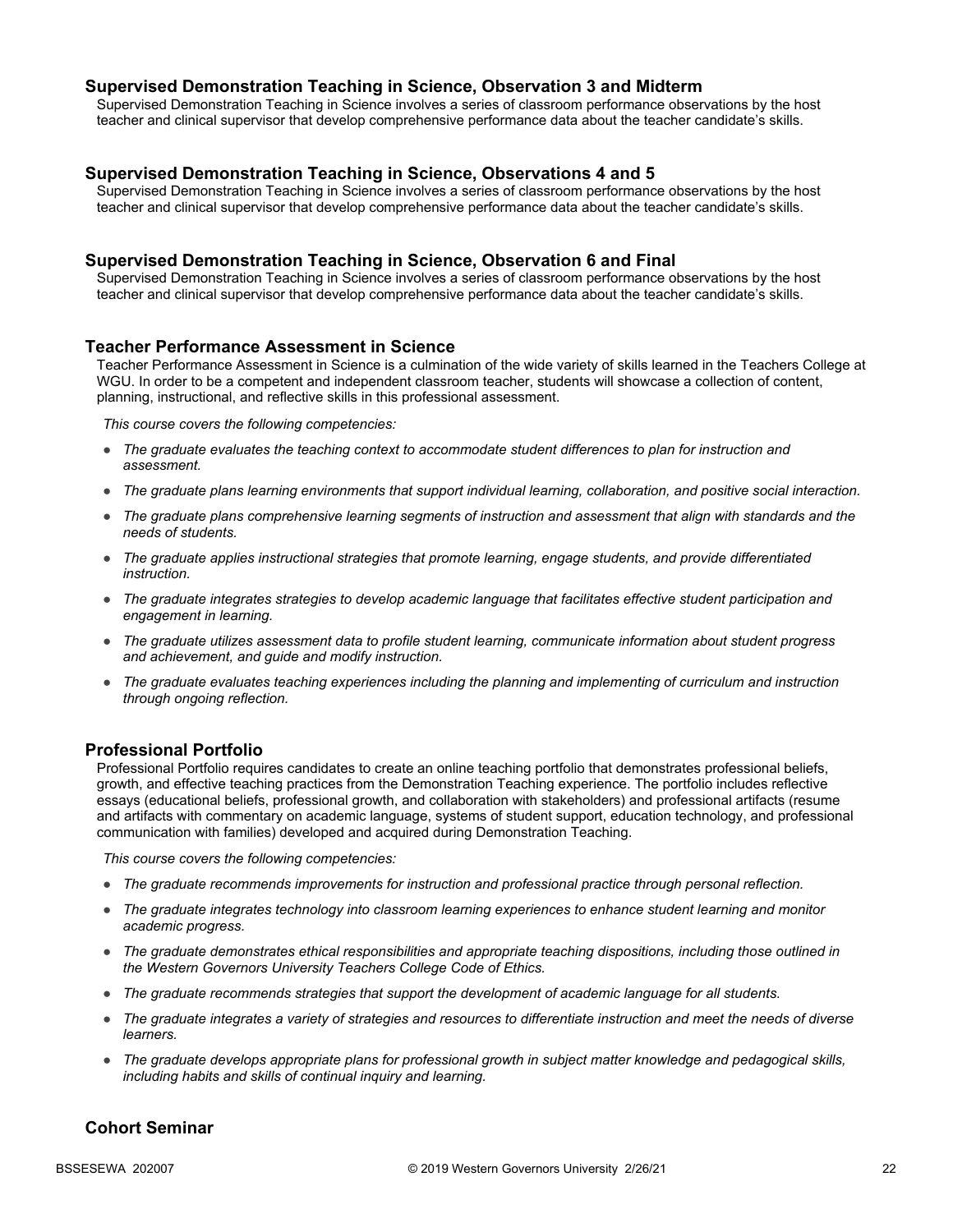### Supervised Demonstration Teaching in Science, Observation 3 and Midterm

Supervised Demonstration Teaching in Science involves a series of classroom performance observations by the host teacher and clinical supervisor that develop comprehensive performance data about the teacher candidate's skills.

### Supervised Demonstration Teaching in Science, Observations 4 and 5

Supervised Demonstration Teaching in Science involves a series of classroom performance observations by the host teacher and clinical supervisor that develop comprehensive performance data about the teacher candidate's skills.

### Supervised Demonstration Teaching in Science, Observation 6 and Final

Supervised Demonstration Teaching in Science involves a series of classroom performance observations by the host teacher and clinical supervisor that develop comprehensive performance data about the teacher candidate's skills.

### Teacher Performance Assessment in Science

Teacher Performance Assessment in Science is a culmination of the wide variety of skills learned in the Teachers College at WGU. In order to be a competent and independent classroom teacher, students will showcase a collection of content, planning, instructional, and reflective skills in this professional assessment.

*This course covers the following competencies:*

- *The graduate evaluates the teaching context to accommodate student differences to plan for instruction and assessment.*
- *The graduate plans learning environments that support individual learning, collaboration, and positive social interaction.*
- *The graduate plans comprehensive learning segments of instruction and assessment that align with standards and the needs of students.*
- *The graduate applies instructional strategies that promote learning, engage students, and provide differentiated instruction.*
- *The graduate integrates strategies to develop academic language that facilitates effective student participation and engagement in learning.*
- *The graduate utilizes assessment data to profile student learning, communicate information about student progress and achievement, and guide and modify instruction.*
- *The graduate evaluates teaching experiences including the planning and implementing of curriculum and instruction through ongoing reflection.*

### Professional Portfolio

Professional Portfolio requires candidates to create an online teaching portfolio that demonstrates professional beliefs, growth, and effective teaching practices from the Demonstration Teaching experience. The portfolio includes reflective essays (educational beliefs, professional growth, and collaboration with stakeholders) and professional artifacts (resume and artifacts with commentary on academic language, systems of student support, education technology, and professional communication with families) developed and acquired during Demonstration Teaching.

*This course covers the following competencies:*

- *The graduate recommends improvements for instruction and professional practice through personal reflection.*
- *The graduate integrates technology into classroom learning experiences to enhance student learning and monitor academic progress.*
- *The graduate demonstrates ethical responsibilities and appropriate teaching dispositions, including those outlined in the Western Governors University Teachers College Code of Ethics.*
- *The graduate recommends strategies that support the development of academic language for all students.*
- *The graduate integrates a variety of strategies and resources to differentiate instruction and meet the needs of diverse learners.*
- *The graduate develops appropriate plans for professional growth in subject matter knowledge and pedagogical skills, including habits and skills of continual inquiry and learning.*

### Cohort Seminar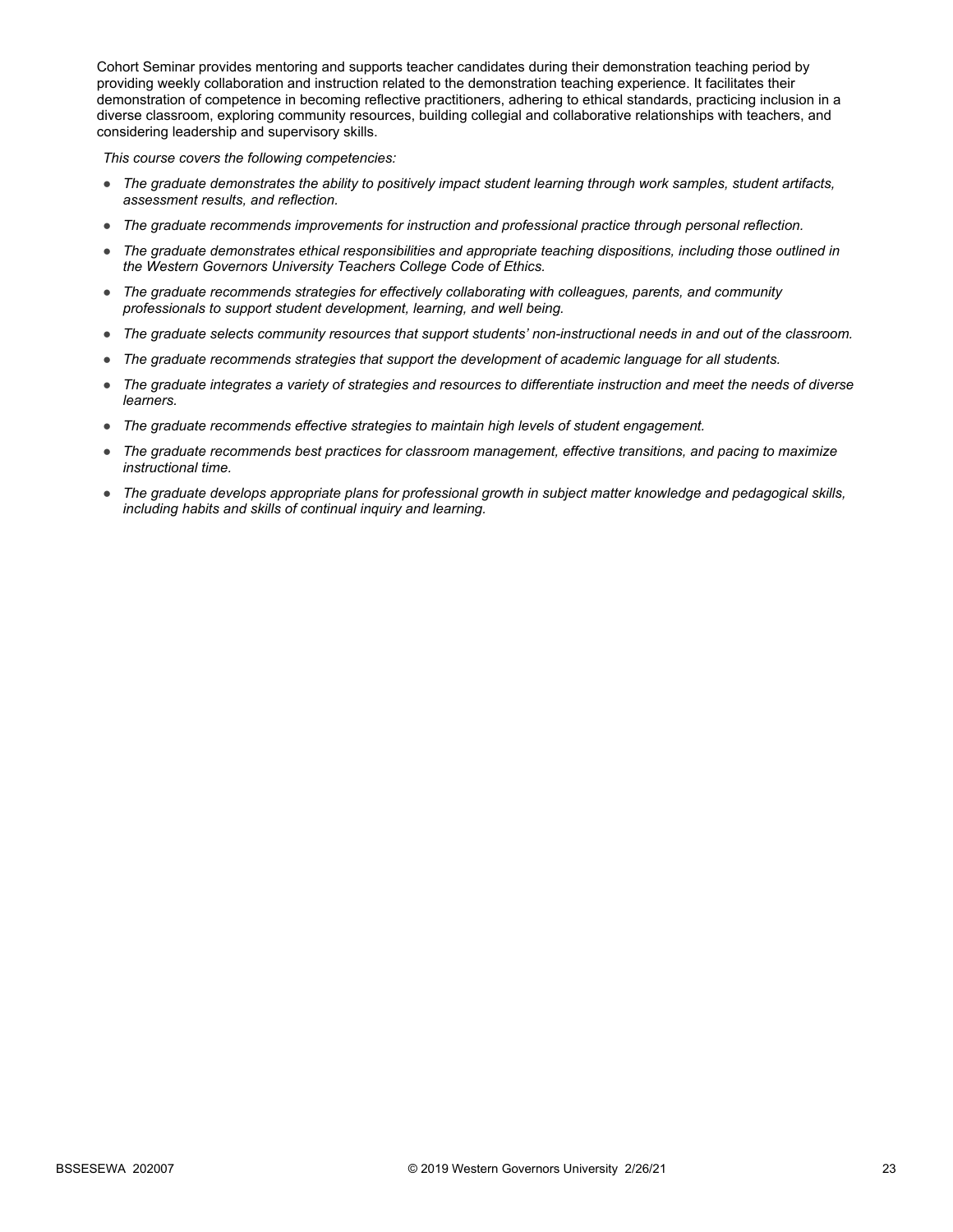Cohort Seminar provides mentoring and supports teacher candidates during their demonstration teaching period by providing weekly collaboration and instruction related to the demonstration teaching experience. It facilitates their demonstration of competence in becoming reflective practitioners, adhering to ethical standards, practicing inclusion in a diverse classroom, exploring community resources, building collegial and collaborative relationships with teachers, and considering leadership and supervisory skills.

*This course covers the following competencies:*

- *The graduate demonstrates the ability to positively impact student learning through work samples, student artifacts, assessment results, and reflection.*
- *The graduate recommends improvements for instruction and professional practice through personal reflection.*
- *The graduate demonstrates ethical responsibilities and appropriate teaching dispositions, including those outlined in the Western Governors University Teachers College Code of Ethics.*
- *The graduate recommends strategies for effectively collaborating with colleagues, parents, and community professionals to support student development, learning, and well being.*
- *The graduate selects community resources that support students' non-instructional needs in and out of the classroom.*
- *The graduate recommends strategies that support the development of academic language for all students.*
- *The graduate integrates a variety of strategies and resources to differentiate instruction and meet the needs of diverse learners.*
- *The graduate recommends effective strategies to maintain high levels of student engagement.*
- *The graduate recommends best practices for classroom management, effective transitions, and pacing to maximize instructional time.*
- *The graduate develops appropriate plans for professional growth in subject matter knowledge and pedagogical skills, including habits and skills of continual inquiry and learning.*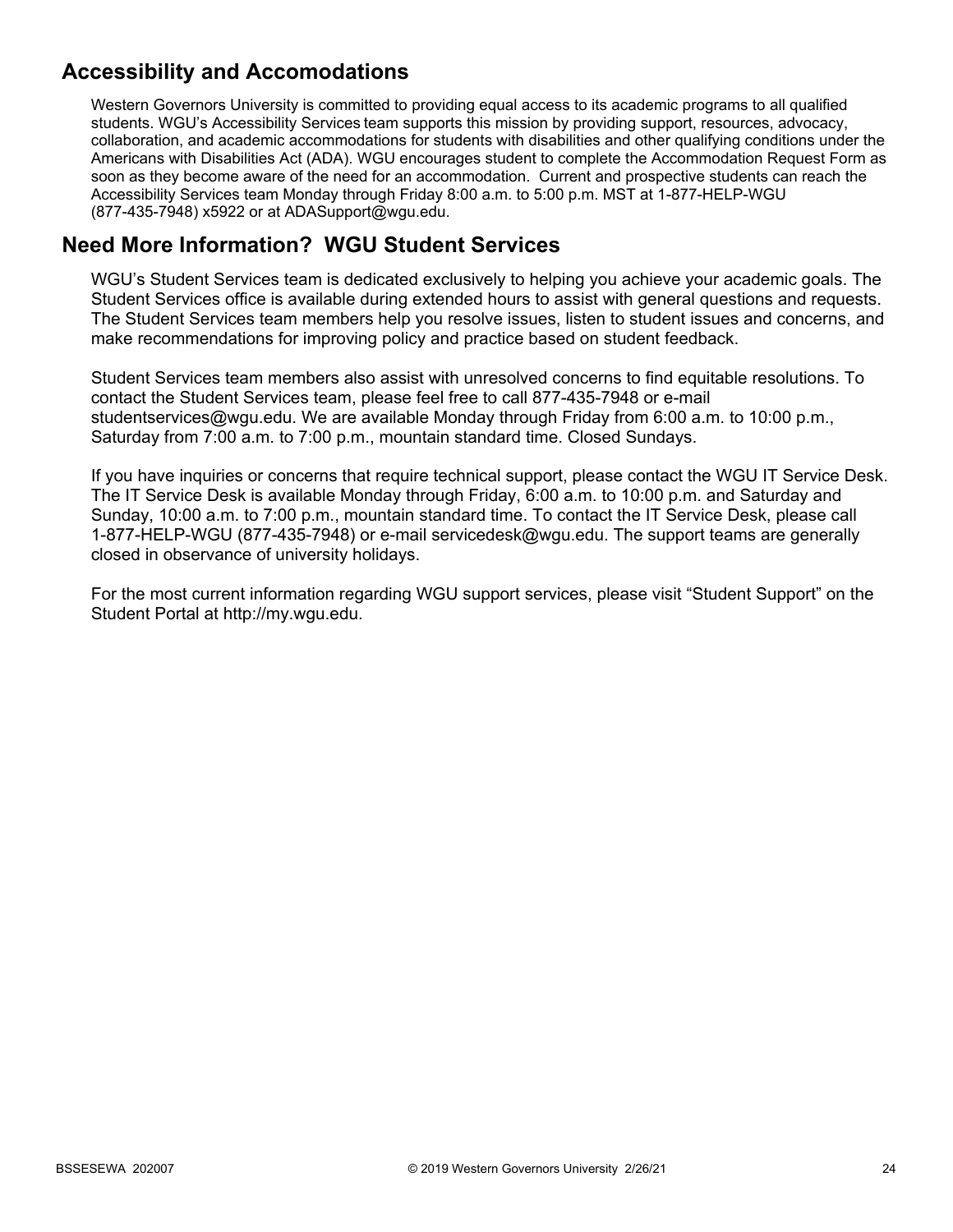## Accessibility and Accomodations

Western Governors University is committed to providing equal access to its academic programs to all qualified students. WGU's Accessibility Services team supports this mission by providing support, resources, advocacy, collaboration, and academic accommodations for students with disabilities and other qualifying conditions under the Americans with Disabilities Act (ADA). WGU encourages student to complete the Accommodation Request Form as soon as they become aware of the need for an accommodation.  Current and prospective students can reach the Accessibility Services team Monday through Friday 8:00 a.m. to 5:00 p.m. MST at 1-877-HELP-WGU (877-435-7948) x5922 or at ADASupport@wgu.edu.

## Need More Information?  WGU Student Services

WGU's Student Services team is dedicated exclusively to helping you achieve your academic goals. The Student Services office is available during extended hours to assist with general questions and requests. The Student Services team members help you resolve issues, listen to student issues and concerns, and make recommendations for improving policy and practice based on student feedback.

Student Services team members also assist with unresolved concerns to find equitable resolutions. To contact the Student Services team, please feel free to call 877-435-7948 or e-mail studentservices@wgu.edu. We are available Monday through Friday from 6:00 a.m. to 10:00 p.m., Saturday from 7:00 a.m. to 7:00 p.m., mountain standard time. Closed Sundays.

If you have inquiries or concerns that require technical support, please contact the WGU IT Service Desk. The IT Service Desk is available Monday through Friday, 6:00 a.m. to 10:00 p.m. and Saturday and Sunday, 10:00 a.m. to 7:00 p.m., mountain standard time. To contact the IT Service Desk, please call 1-877-HELP-WGU (877-435-7948) or e-mail servicedesk@wgu.edu. The support teams are generally closed in observance of university holidays.

For the most current information regarding WGU support services, please visit "Student Support" on the Student Portal at http://my.wgu.edu.